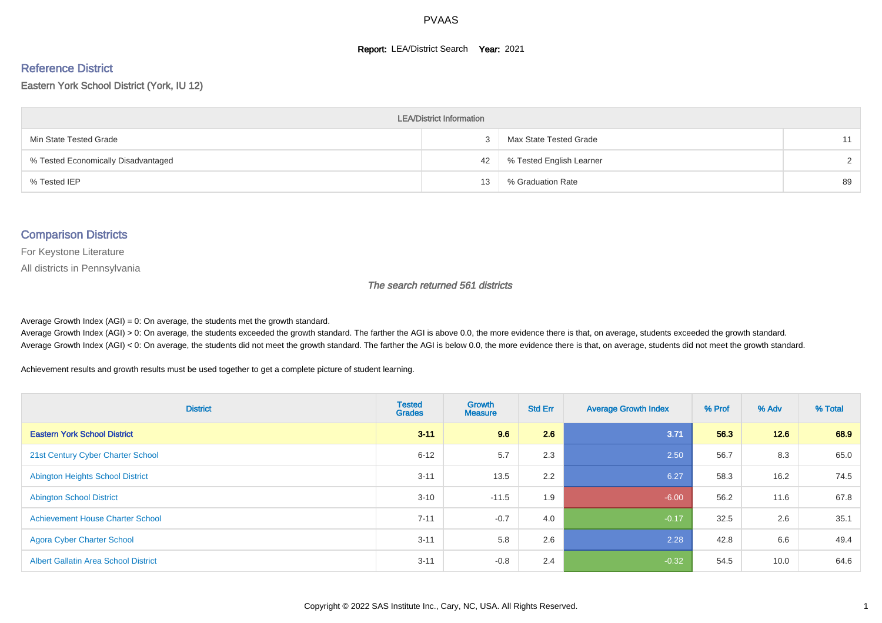# PVAAS

**Report:** LEA/District Search **Year:** 2021

## Reference District

Eastern York School District (York, IU 12)

| LEA/District Information | | | |
|---|---|---|---|
| Min State Tested Grade | 3 | Max State Tested Grade | 11 |
| % Tested Economically Disadvantaged | 42 | % Tested English Learner | 2 |
| % Tested IEP | 13 | % Graduation Rate | 89 |

## Comparison Districts

For Keystone Literature

All districts in Pennsylvania

*The search returned 561 districts*

Average Growth Index (AGI) = 0: On average, the students met the growth standard.

Average Growth Index (AGI) > 0: On average, the students exceeded the growth standard. The farther the AGI is above 0.0, the more evidence there is that, on average, students exceeded the growth standard.

Average Growth Index (AGI) < 0: On average, the students did not meet the growth standard. The farther the AGI is below 0.0, the more evidence there is that, on average, students did not meet the growth standard.

Achievement results and growth results must be used together to get a complete picture of student learning.

| District | Tested Grades | Growth Measure | Std Err | Average Growth Index | % Prof | % Adv | % Total |
|---|---|---|---|---|---|---|---|
| **Eastern York School District** | **3-11** | **9.6** | **2.6** | **3.71** | **56.3** | **12.6** | **68.9** |
| 21st Century Cyber Charter School | 6-12 | 5.7 | 2.3 | 2.50 | 56.7 | 8.3 | 65.0 |
| Abington Heights School District | 3-11 | 13.5 | 2.2 | 6.27 | 58.3 | 16.2 | 74.5 |
| Abington School District | 3-10 | -11.5 | 1.9 | -6.00 | 56.2 | 11.6 | 67.8 |
| Achievement House Charter School | 7-11 | -0.7 | 4.0 | -0.17 | 32.5 | 2.6 | 35.1 |
| Agora Cyber Charter School | 3-11 | 5.8 | 2.6 | 2.28 | 42.8 | 6.6 | 49.4 |
| Albert Gallatin Area School District | 3-11 | -0.8 | 2.4 | -0.32 | 54.5 | 10.0 | 64.6 |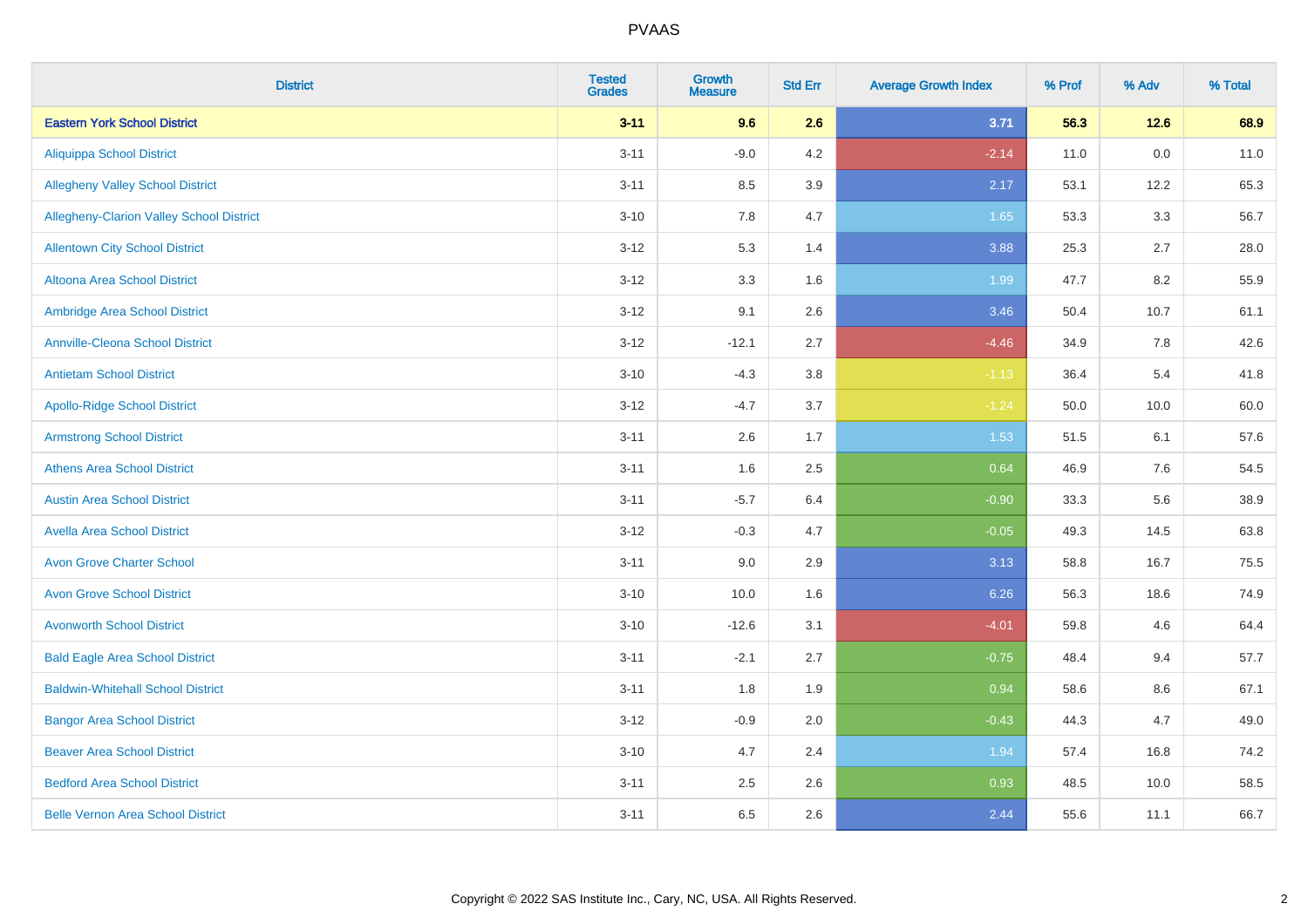| District | Tested Grades | Growth Measure | Std Err | Average Growth Index | % Prof | % Adv | % Total |
|---|---|---|---|---|---|---|---|
| **Eastern York School District** | **3-11** | **9.6** | **2.6** | **3.71** | **56.3** | **12.6** | **68.9** |
| Aliquippa School District | 3-11 | -9.0 | 4.2 | -2.14 | 11.0 | 0.0 | 11.0 |
| Allegheny Valley School District | 3-11 | 8.5 | 3.9 | 2.17 | 53.1 | 12.2 | 65.3 |
| Allegheny-Clarion Valley School District | 3-10 | 7.8 | 4.7 | 1.65 | 53.3 | 3.3 | 56.7 |
| Allentown City School District | 3-12 | 5.3 | 1.4 | 3.88 | 25.3 | 2.7 | 28.0 |
| Altoona Area School District | 3-12 | 3.3 | 1.6 | 1.99 | 47.7 | 8.2 | 55.9 |
| Ambridge Area School District | 3-12 | 9.1 | 2.6 | 3.46 | 50.4 | 10.7 | 61.1 |
| Annville-Cleona School District | 3-12 | -12.1 | 2.7 | -4.46 | 34.9 | 7.8 | 42.6 |
| Antietam School District | 3-10 | -4.3 | 3.8 | -1.13 | 36.4 | 5.4 | 41.8 |
| Apollo-Ridge School District | 3-12 | -4.7 | 3.7 | -1.24 | 50.0 | 10.0 | 60.0 |
| Armstrong School District | 3-11 | 2.6 | 1.7 | 1.53 | 51.5 | 6.1 | 57.6 |
| Athens Area School District | 3-11 | 1.6 | 2.5 | 0.64 | 46.9 | 7.6 | 54.5 |
| Austin Area School District | 3-11 | -5.7 | 6.4 | -0.90 | 33.3 | 5.6 | 38.9 |
| Avella Area School District | 3-12 | -0.3 | 4.7 | -0.05 | 49.3 | 14.5 | 63.8 |
| Avon Grove Charter School | 3-11 | 9.0 | 2.9 | 3.13 | 58.8 | 16.7 | 75.5 |
| Avon Grove School District | 3-10 | 10.0 | 1.6 | 6.26 | 56.3 | 18.6 | 74.9 |
| Avonworth School District | 3-10 | -12.6 | 3.1 | -4.01 | 59.8 | 4.6 | 64.4 |
| Bald Eagle Area School District | 3-11 | -2.1 | 2.7 | -0.75 | 48.4 | 9.4 | 57.7 |
| Baldwin-Whitehall School District | 3-11 | 1.8 | 1.9 | 0.94 | 58.6 | 8.6 | 67.1 |
| Bangor Area School District | 3-12 | -0.9 | 2.0 | -0.43 | 44.3 | 4.7 | 49.0 |
| Beaver Area School District | 3-10 | 4.7 | 2.4 | 1.94 | 57.4 | 16.8 | 74.2 |
| Bedford Area School District | 3-11 | 2.5 | 2.6 | 0.93 | 48.5 | 10.0 | 58.5 |
| Belle Vernon Area School District | 3-11 | 6.5 | 2.6 | 2.44 | 55.6 | 11.1 | 66.7 |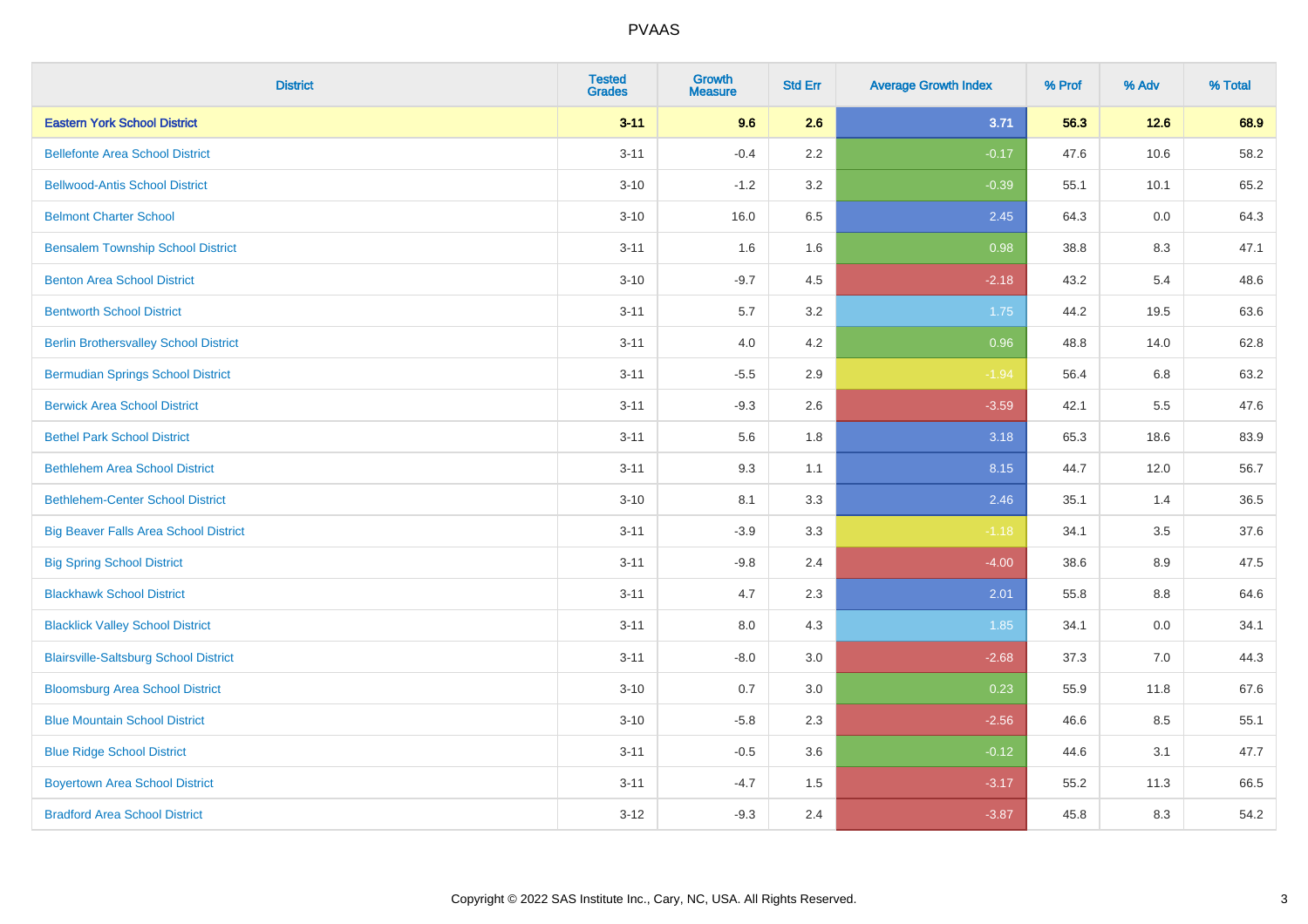PVAAS

| District | Tested Grades | Growth Measure | Std Err | Average Growth Index | % Prof | % Adv | % Total |
|---|---|---|---|---|---|---|---|
| **Eastern York School District** | **3-11** | **9.6** | **2.6** | **3.71** | **56.3** | **12.6** | **68.9** |
| Bellefonte Area School District | 3-11 | -0.4 | 2.2 | -0.17 | 47.6 | 10.6 | 58.2 |
| Bellwood-Antis School District | 3-10 | -1.2 | 3.2 | -0.39 | 55.1 | 10.1 | 65.2 |
| Belmont Charter School | 3-10 | 16.0 | 6.5 | 2.45 | 64.3 | 0.0 | 64.3 |
| Bensalem Township School District | 3-11 | 1.6 | 1.6 | 0.98 | 38.8 | 8.3 | 47.1 |
| Benton Area School District | 3-10 | -9.7 | 4.5 | -2.18 | 43.2 | 5.4 | 48.6 |
| Bentworth School District | 3-11 | 5.7 | 3.2 | 1.75 | 44.2 | 19.5 | 63.6 |
| Berlin Brothersvalley School District | 3-11 | 4.0 | 4.2 | 0.96 | 48.8 | 14.0 | 62.8 |
| Bermudian Springs School District | 3-11 | -5.5 | 2.9 | -1.94 | 56.4 | 6.8 | 63.2 |
| Berwick Area School District | 3-11 | -9.3 | 2.6 | -3.59 | 42.1 | 5.5 | 47.6 |
| Bethel Park School District | 3-11 | 5.6 | 1.8 | 3.18 | 65.3 | 18.6 | 83.9 |
| Bethlehem Area School District | 3-11 | 9.3 | 1.1 | 8.15 | 44.7 | 12.0 | 56.7 |
| Bethlehem-Center School District | 3-10 | 8.1 | 3.3 | 2.46 | 35.1 | 1.4 | 36.5 |
| Big Beaver Falls Area School District | 3-11 | -3.9 | 3.3 | -1.18 | 34.1 | 3.5 | 37.6 |
| Big Spring School District | 3-11 | -9.8 | 2.4 | -4.00 | 38.6 | 8.9 | 47.5 |
| Blackhawk School District | 3-11 | 4.7 | 2.3 | 2.01 | 55.8 | 8.8 | 64.6 |
| Blacklick Valley School District | 3-11 | 8.0 | 4.3 | 1.85 | 34.1 | 0.0 | 34.1 |
| Blairsville-Saltsburg School District | 3-11 | -8.0 | 3.0 | -2.68 | 37.3 | 7.0 | 44.3 |
| Bloomsburg Area School District | 3-10 | 0.7 | 3.0 | 0.23 | 55.9 | 11.8 | 67.6 |
| Blue Mountain School District | 3-10 | -5.8 | 2.3 | -2.56 | 46.6 | 8.5 | 55.1 |
| Blue Ridge School District | 3-11 | -0.5 | 3.6 | -0.12 | 44.6 | 3.1 | 47.7 |
| Boyertown Area School District | 3-11 | -4.7 | 1.5 | -3.17 | 55.2 | 11.3 | 66.5 |
| Bradford Area School District | 3-12 | -9.3 | 2.4 | -3.87 | 45.8 | 8.3 | 54.2 |

Copyright © 2022 SAS Institute Inc., Cary, NC, USA. All Rights Reserved.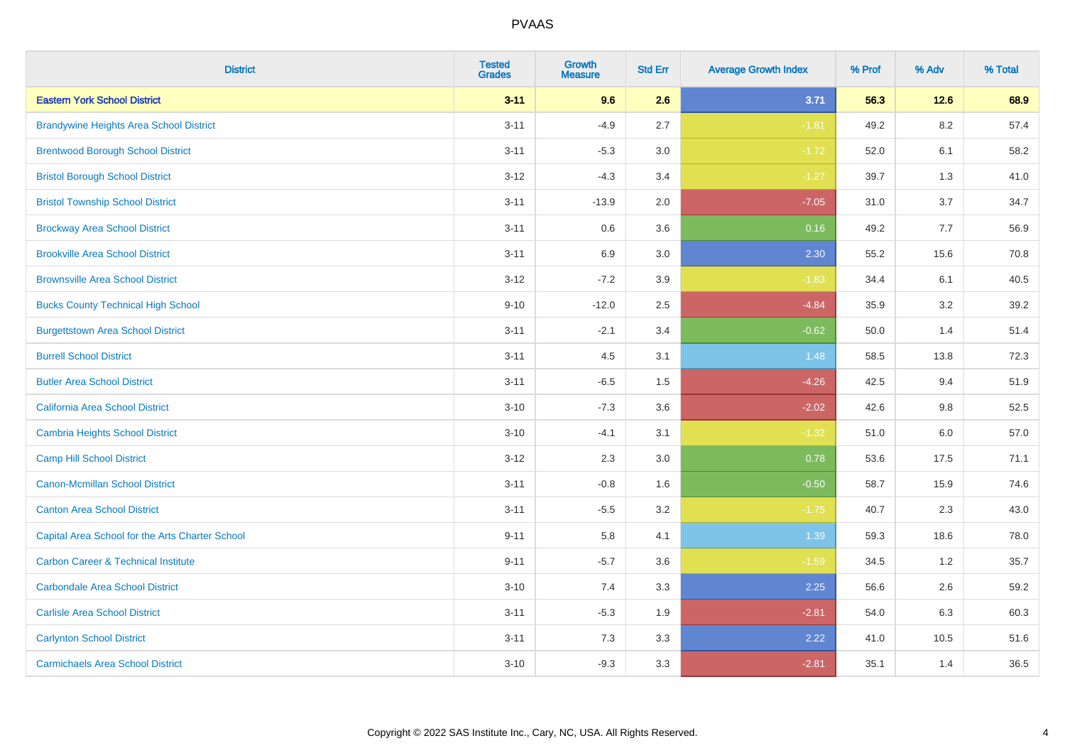| District | Tested Grades | Growth Measure | Std Err | Average Growth Index | % Prof | % Adv | % Total |
|---|---|---|---|---|---|---|---|
| **Eastern York School District** | **3-11** | **9.6** | **2.6** | **3.71** | **56.3** | **12.6** | **68.9** |
| Brandywine Heights Area School District | 3-11 | -4.9 | 2.7 | -1.81 | 49.2 | 8.2 | 57.4 |
| Brentwood Borough School District | 3-11 | -5.3 | 3.0 | -1.72 | 52.0 | 6.1 | 58.2 |
| Bristol Borough School District | 3-12 | -4.3 | 3.4 | -1.27 | 39.7 | 1.3 | 41.0 |
| Bristol Township School District | 3-11 | -13.9 | 2.0 | -7.05 | 31.0 | 3.7 | 34.7 |
| Brockway Area School District | 3-11 | 0.6 | 3.6 | 0.16 | 49.2 | 7.7 | 56.9 |
| Brookville Area School District | 3-11 | 6.9 | 3.0 | 2.30 | 55.2 | 15.6 | 70.8 |
| Brownsville Area School District | 3-12 | -7.2 | 3.9 | -1.83 | 34.4 | 6.1 | 40.5 |
| Bucks County Technical High School | 9-10 | -12.0 | 2.5 | -4.84 | 35.9 | 3.2 | 39.2 |
| Burgettstown Area School District | 3-11 | -2.1 | 3.4 | -0.62 | 50.0 | 1.4 | 51.4 |
| Burrell School District | 3-11 | 4.5 | 3.1 | 1.48 | 58.5 | 13.8 | 72.3 |
| Butler Area School District | 3-11 | -6.5 | 1.5 | -4.26 | 42.5 | 9.4 | 51.9 |
| California Area School District | 3-10 | -7.3 | 3.6 | -2.02 | 42.6 | 9.8 | 52.5 |
| Cambria Heights School District | 3-10 | -4.1 | 3.1 | -1.32 | 51.0 | 6.0 | 57.0 |
| Camp Hill School District | 3-12 | 2.3 | 3.0 | 0.78 | 53.6 | 17.5 | 71.1 |
| Canon-Mcmillan School District | 3-11 | -0.8 | 1.6 | -0.50 | 58.7 | 15.9 | 74.6 |
| Canton Area School District | 3-11 | -5.5 | 3.2 | -1.75 | 40.7 | 2.3 | 43.0 |
| Capital Area School for the Arts Charter School | 9-11 | 5.8 | 4.1 | 1.39 | 59.3 | 18.6 | 78.0 |
| Carbon Career & Technical Institute | 9-11 | -5.7 | 3.6 | -1.59 | 34.5 | 1.2 | 35.7 |
| Carbondale Area School District | 3-10 | 7.4 | 3.3 | 2.25 | 56.6 | 2.6 | 59.2 |
| Carlisle Area School District | 3-11 | -5.3 | 1.9 | -2.81 | 54.0 | 6.3 | 60.3 |
| Carlynton School District | 3-11 | 7.3 | 3.3 | 2.22 | 41.0 | 10.5 | 51.6 |
| Carmichaels Area School District | 3-10 | -9.3 | 3.3 | -2.81 | 35.1 | 1.4 | 36.5 |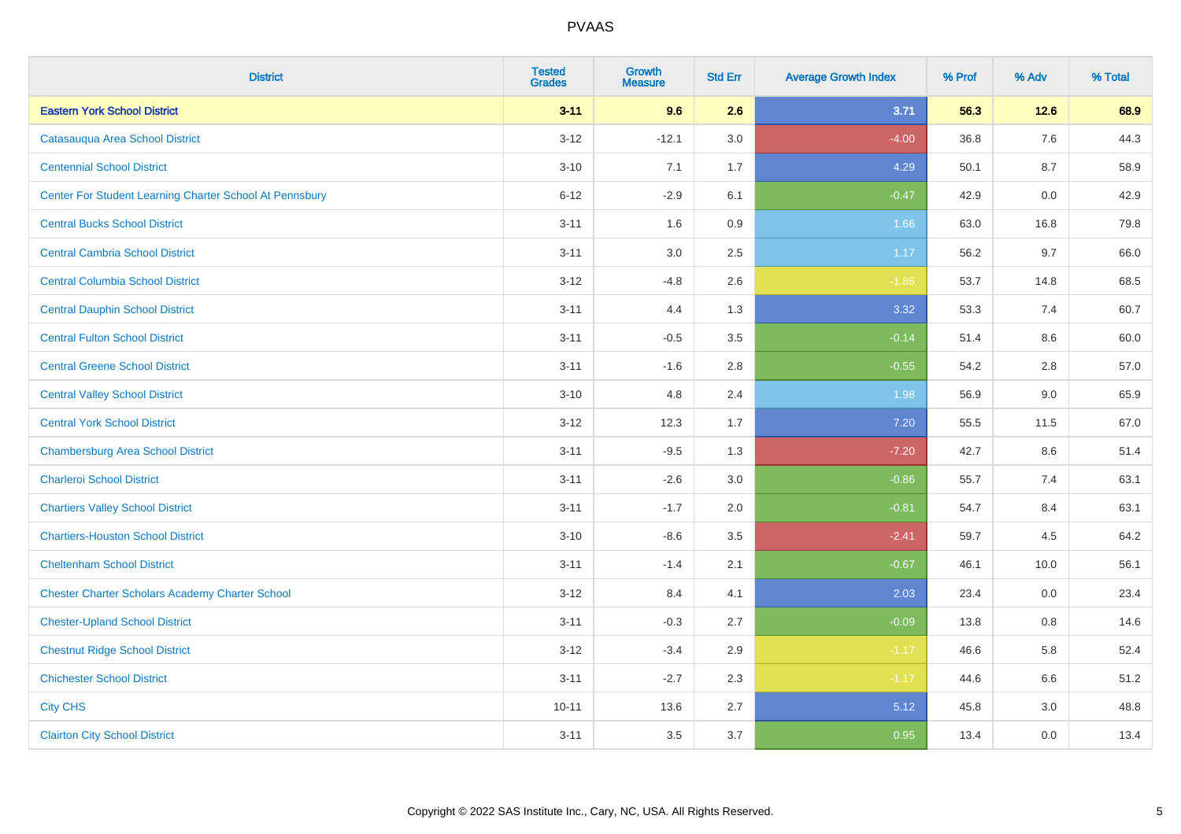| District | Tested Grades | Growth Measure | Std Err | Average Growth Index | % Prof | % Adv | % Total |
|---|---|---|---|---|---|---|---|
| **Eastern York School District** | **3-11** | **9.6** | **2.6** | **3.71** | **56.3** | **12.6** | **68.9** |
| Catasauqua Area School District | 3-12 | -12.1 | 3.0 | -4.00 | 36.8 | 7.6 | 44.3 |
| Centennial School District | 3-10 | 7.1 | 1.7 | 4.29 | 50.1 | 8.7 | 58.9 |
| Center For Student Learning Charter School At Pennsbury | 6-12 | -2.9 | 6.1 | -0.47 | 42.9 | 0.0 | 42.9 |
| Central Bucks School District | 3-11 | 1.6 | 0.9 | 1.66 | 63.0 | 16.8 | 79.8 |
| Central Cambria School District | 3-11 | 3.0 | 2.5 | 1.17 | 56.2 | 9.7 | 66.0 |
| Central Columbia School District | 3-12 | -4.8 | 2.6 | -1.86 | 53.7 | 14.8 | 68.5 |
| Central Dauphin School District | 3-11 | 4.4 | 1.3 | 3.32 | 53.3 | 7.4 | 60.7 |
| Central Fulton School District | 3-11 | -0.5 | 3.5 | -0.14 | 51.4 | 8.6 | 60.0 |
| Central Greene School District | 3-11 | -1.6 | 2.8 | -0.55 | 54.2 | 2.8 | 57.0 |
| Central Valley School District | 3-10 | 4.8 | 2.4 | 1.98 | 56.9 | 9.0 | 65.9 |
| Central York School District | 3-12 | 12.3 | 1.7 | 7.20 | 55.5 | 11.5 | 67.0 |
| Chambersburg Area School District | 3-11 | -9.5 | 1.3 | -7.20 | 42.7 | 8.6 | 51.4 |
| Charleroi School District | 3-11 | -2.6 | 3.0 | -0.86 | 55.7 | 7.4 | 63.1 |
| Chartiers Valley School District | 3-11 | -1.7 | 2.0 | -0.81 | 54.7 | 8.4 | 63.1 |
| Chartiers-Houston School District | 3-10 | -8.6 | 3.5 | -2.41 | 59.7 | 4.5 | 64.2 |
| Cheltenham School District | 3-11 | -1.4 | 2.1 | -0.67 | 46.1 | 10.0 | 56.1 |
| Chester Charter Scholars Academy Charter School | 3-12 | 8.4 | 4.1 | 2.03 | 23.4 | 0.0 | 23.4 |
| Chester-Upland School District | 3-11 | -0.3 | 2.7 | -0.09 | 13.8 | 0.8 | 14.6 |
| Chestnut Ridge School District | 3-12 | -3.4 | 2.9 | -1.17 | 46.6 | 5.8 | 52.4 |
| Chichester School District | 3-11 | -2.7 | 2.3 | -1.17 | 44.6 | 6.6 | 51.2 |
| City CHS | 10-11 | 13.6 | 2.7 | 5.12 | 45.8 | 3.0 | 48.8 |
| Clairton City School District | 3-11 | 3.5 | 3.7 | 0.95 | 13.4 | 0.0 | 13.4 |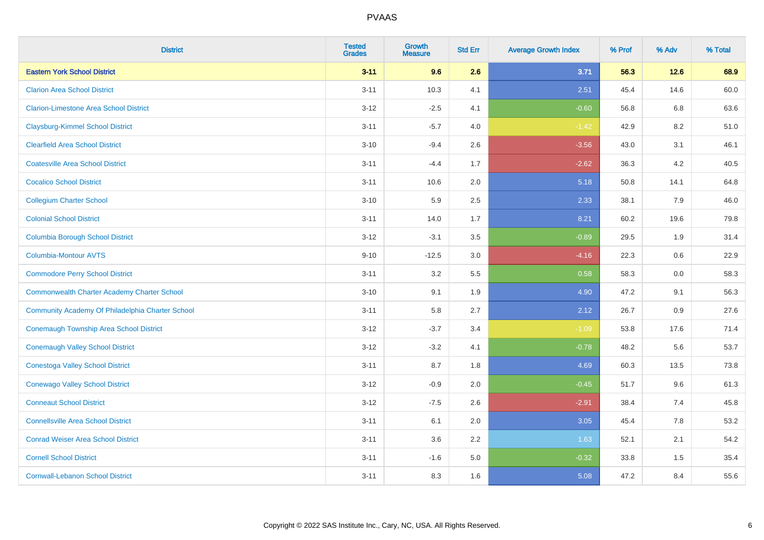# PVAAS

| District | Tested Grades | Growth Measure | Std Err | Average Growth Index | % Prof | % Adv | % Total |
|---|---|---|---|---|---|---|---|
| **Eastern York School District** | **3-11** | **9.6** | **2.6** | **3.71** | **56.3** | **12.6** | **68.9** |
| Clarion Area School District | 3-11 | 10.3 | 4.1 | 2.51 | 45.4 | 14.6 | 60.0 |
| Clarion-Limestone Area School District | 3-12 | -2.5 | 4.1 | -0.60 | 56.8 | 6.8 | 63.6 |
| Claysburg-Kimmel School District | 3-11 | -5.7 | 4.0 | -1.42 | 42.9 | 8.2 | 51.0 |
| Clearfield Area School District | 3-10 | -9.4 | 2.6 | -3.56 | 43.0 | 3.1 | 46.1 |
| Coatesville Area School District | 3-11 | -4.4 | 1.7 | -2.62 | 36.3 | 4.2 | 40.5 |
| Cocalico School District | 3-11 | 10.6 | 2.0 | 5.18 | 50.8 | 14.1 | 64.8 |
| Collegium Charter School | 3-10 | 5.9 | 2.5 | 2.33 | 38.1 | 7.9 | 46.0 |
| Colonial School District | 3-11 | 14.0 | 1.7 | 8.21 | 60.2 | 19.6 | 79.8 |
| Columbia Borough School District | 3-12 | -3.1 | 3.5 | -0.89 | 29.5 | 1.9 | 31.4 |
| Columbia-Montour AVTS | 9-10 | -12.5 | 3.0 | -4.16 | 22.3 | 0.6 | 22.9 |
| Commodore Perry School District | 3-11 | 3.2 | 5.5 | 0.58 | 58.3 | 0.0 | 58.3 |
| Commonwealth Charter Academy Charter School | 3-10 | 9.1 | 1.9 | 4.90 | 47.2 | 9.1 | 56.3 |
| Community Academy Of Philadelphia Charter School | 3-11 | 5.8 | 2.7 | 2.12 | 26.7 | 0.9 | 27.6 |
| Conemaugh Township Area School District | 3-12 | -3.7 | 3.4 | -1.09 | 53.8 | 17.6 | 71.4 |
| Conemaugh Valley School District | 3-12 | -3.2 | 4.1 | -0.78 | 48.2 | 5.6 | 53.7 |
| Conestoga Valley School District | 3-11 | 8.7 | 1.8 | 4.69 | 60.3 | 13.5 | 73.8 |
| Conewago Valley School District | 3-12 | -0.9 | 2.0 | -0.45 | 51.7 | 9.6 | 61.3 |
| Conneaut School District | 3-12 | -7.5 | 2.6 | -2.91 | 38.4 | 7.4 | 45.8 |
| Connellsville Area School District | 3-11 | 6.1 | 2.0 | 3.05 | 45.4 | 7.8 | 53.2 |
| Conrad Weiser Area School District | 3-11 | 3.6 | 2.2 | 1.63 | 52.1 | 2.1 | 54.2 |
| Cornell School District | 3-11 | -1.6 | 5.0 | -0.32 | 33.8 | 1.5 | 35.4 |
| Cornwall-Lebanon School District | 3-11 | 8.3 | 1.6 | 5.08 | 47.2 | 8.4 | 55.6 |

Copyright © 2022 SAS Institute Inc., Cary, NC, USA. All Rights Reserved.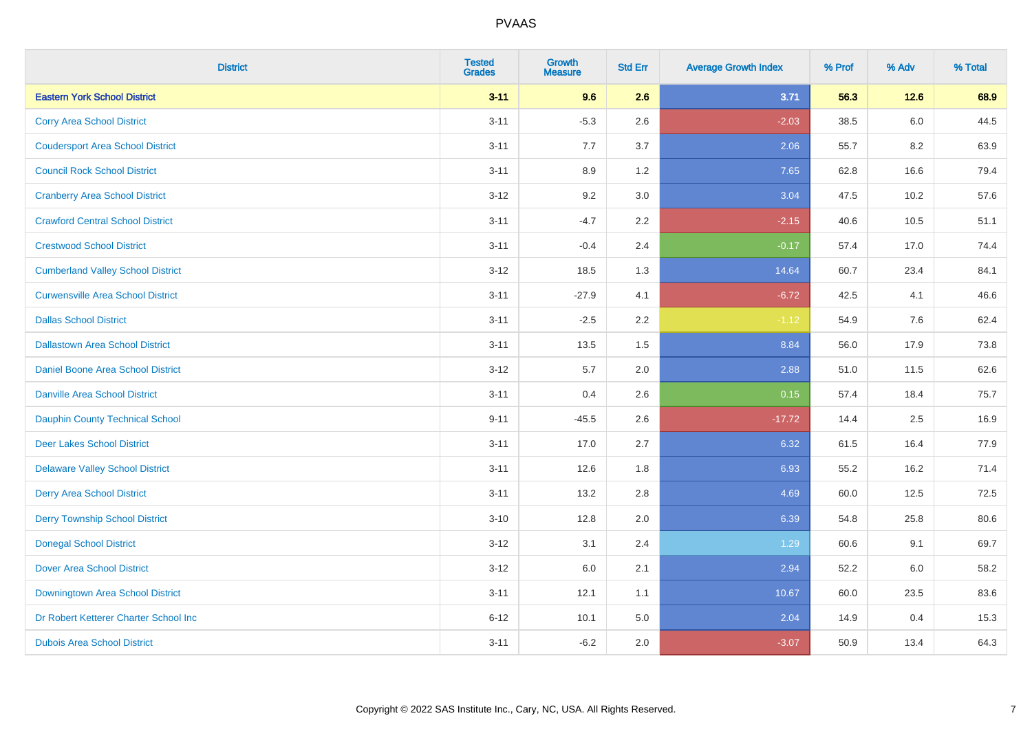# PVAAS

| District | Tested Grades | Growth Measure | Std Err | Average Growth Index | % Prof | % Adv | % Total |
|---|---|---|---|---|---|---|---|
| **Eastern York School District** | **3-11** | **9.6** | **2.6** | **3.71** | **56.3** | **12.6** | **68.9** |
| Corry Area School District | 3-11 | -5.3 | 2.6 | -2.03 | 38.5 | 6.0 | 44.5 |
| Coudersport Area School District | 3-11 | 7.7 | 3.7 | 2.06 | 55.7 | 8.2 | 63.9 |
| Council Rock School District | 3-11 | 8.9 | 1.2 | 7.65 | 62.8 | 16.6 | 79.4 |
| Cranberry Area School District | 3-12 | 9.2 | 3.0 | 3.04 | 47.5 | 10.2 | 57.6 |
| Crawford Central School District | 3-11 | -4.7 | 2.2 | -2.15 | 40.6 | 10.5 | 51.1 |
| Crestwood School District | 3-11 | -0.4 | 2.4 | -0.17 | 57.4 | 17.0 | 74.4 |
| Cumberland Valley School District | 3-12 | 18.5 | 1.3 | 14.64 | 60.7 | 23.4 | 84.1 |
| Curwensville Area School District | 3-11 | -27.9 | 4.1 | -6.72 | 42.5 | 4.1 | 46.6 |
| Dallas School District | 3-11 | -2.5 | 2.2 | -1.12 | 54.9 | 7.6 | 62.4 |
| Dallastown Area School District | 3-11 | 13.5 | 1.5 | 8.84 | 56.0 | 17.9 | 73.8 |
| Daniel Boone Area School District | 3-12 | 5.7 | 2.0 | 2.88 | 51.0 | 11.5 | 62.6 |
| Danville Area School District | 3-11 | 0.4 | 2.6 | 0.15 | 57.4 | 18.4 | 75.7 |
| Dauphin County Technical School | 9-11 | -45.5 | 2.6 | -17.72 | 14.4 | 2.5 | 16.9 |
| Deer Lakes School District | 3-11 | 17.0 | 2.7 | 6.32 | 61.5 | 16.4 | 77.9 |
| Delaware Valley School District | 3-11 | 12.6 | 1.8 | 6.93 | 55.2 | 16.2 | 71.4 |
| Derry Area School District | 3-11 | 13.2 | 2.8 | 4.69 | 60.0 | 12.5 | 72.5 |
| Derry Township School District | 3-10 | 12.8 | 2.0 | 6.39 | 54.8 | 25.8 | 80.6 |
| Donegal School District | 3-12 | 3.1 | 2.4 | 1.29 | 60.6 | 9.1 | 69.7 |
| Dover Area School District | 3-12 | 6.0 | 2.1 | 2.94 | 52.2 | 6.0 | 58.2 |
| Downingtown Area School District | 3-11 | 12.1 | 1.1 | 10.67 | 60.0 | 23.5 | 83.6 |
| Dr Robert Ketterer Charter School Inc | 6-12 | 10.1 | 5.0 | 2.04 | 14.9 | 0.4 | 15.3 |
| Dubois Area School District | 3-11 | -6.2 | 2.0 | -3.07 | 50.9 | 13.4 | 64.3 |

Copyright © 2022 SAS Institute Inc., Cary, NC, USA. All Rights Reserved.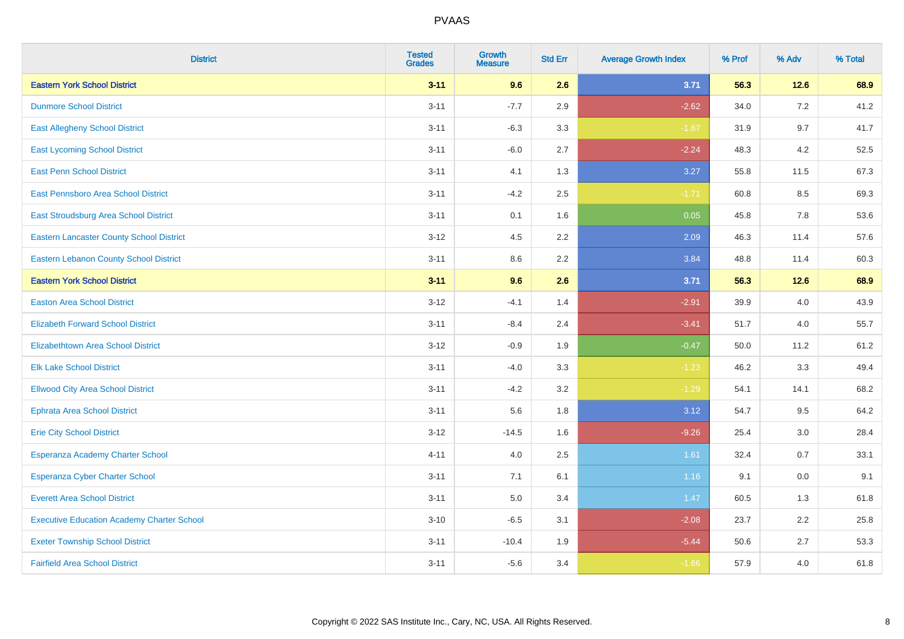# PVAAS

| District | Tested Grades | Growth Measure | Std Err | Average Growth Index | % Prof | % Adv | % Total |
|---|---|---|---|---|---|---|---|
| **Eastern York School District** | **3-11** | **9.6** | **2.6** | **3.71** | **56.3** | **12.6** | **68.9** |
| Dunmore School District | 3-11 | -7.7 | 2.9 | -2.62 | 34.0 | 7.2 | 41.2 |
| East Allegheny School District | 3-11 | -6.3 | 3.3 | -1.87 | 31.9 | 9.7 | 41.7 |
| East Lycoming School District | 3-11 | -6.0 | 2.7 | -2.24 | 48.3 | 4.2 | 52.5 |
| East Penn School District | 3-11 | 4.1 | 1.3 | 3.27 | 55.8 | 11.5 | 67.3 |
| East Pennsboro Area School District | 3-11 | -4.2 | 2.5 | -1.71 | 60.8 | 8.5 | 69.3 |
| East Stroudsburg Area School District | 3-11 | 0.1 | 1.6 | 0.05 | 45.8 | 7.8 | 53.6 |
| Eastern Lancaster County School District | 3-12 | 4.5 | 2.2 | 2.09 | 46.3 | 11.4 | 57.6 |
| Eastern Lebanon County School District | 3-11 | 8.6 | 2.2 | 3.84 | 48.8 | 11.4 | 60.3 |
| **Eastern York School District** | **3-11** | **9.6** | **2.6** | **3.71** | **56.3** | **12.6** | **68.9** |
| Easton Area School District | 3-12 | -4.1 | 1.4 | -2.91 | 39.9 | 4.0 | 43.9 |
| Elizabeth Forward School District | 3-11 | -8.4 | 2.4 | -3.41 | 51.7 | 4.0 | 55.7 |
| Elizabethtown Area School District | 3-12 | -0.9 | 1.9 | -0.47 | 50.0 | 11.2 | 61.2 |
| Elk Lake School District | 3-11 | -4.0 | 3.3 | -1.23 | 46.2 | 3.3 | 49.4 |
| Ellwood City Area School District | 3-11 | -4.2 | 3.2 | -1.29 | 54.1 | 14.1 | 68.2 |
| Ephrata Area School District | 3-11 | 5.6 | 1.8 | 3.12 | 54.7 | 9.5 | 64.2 |
| Erie City School District | 3-12 | -14.5 | 1.6 | -9.26 | 25.4 | 3.0 | 28.4 |
| Esperanza Academy Charter School | 4-11 | 4.0 | 2.5 | 1.61 | 32.4 | 0.7 | 33.1 |
| Esperanza Cyber Charter School | 3-11 | 7.1 | 6.1 | 1.16 | 9.1 | 0.0 | 9.1 |
| Everett Area School District | 3-11 | 5.0 | 3.4 | 1.47 | 60.5 | 1.3 | 61.8 |
| Executive Education Academy Charter School | 3-10 | -6.5 | 3.1 | -2.08 | 23.7 | 2.2 | 25.8 |
| Exeter Township School District | 3-11 | -10.4 | 1.9 | -5.44 | 50.6 | 2.7 | 53.3 |
| Fairfield Area School District | 3-11 | -5.6 | 3.4 | -1.66 | 57.9 | 4.0 | 61.8 |

Copyright © 2022 SAS Institute Inc., Cary, NC, USA. All Rights Reserved.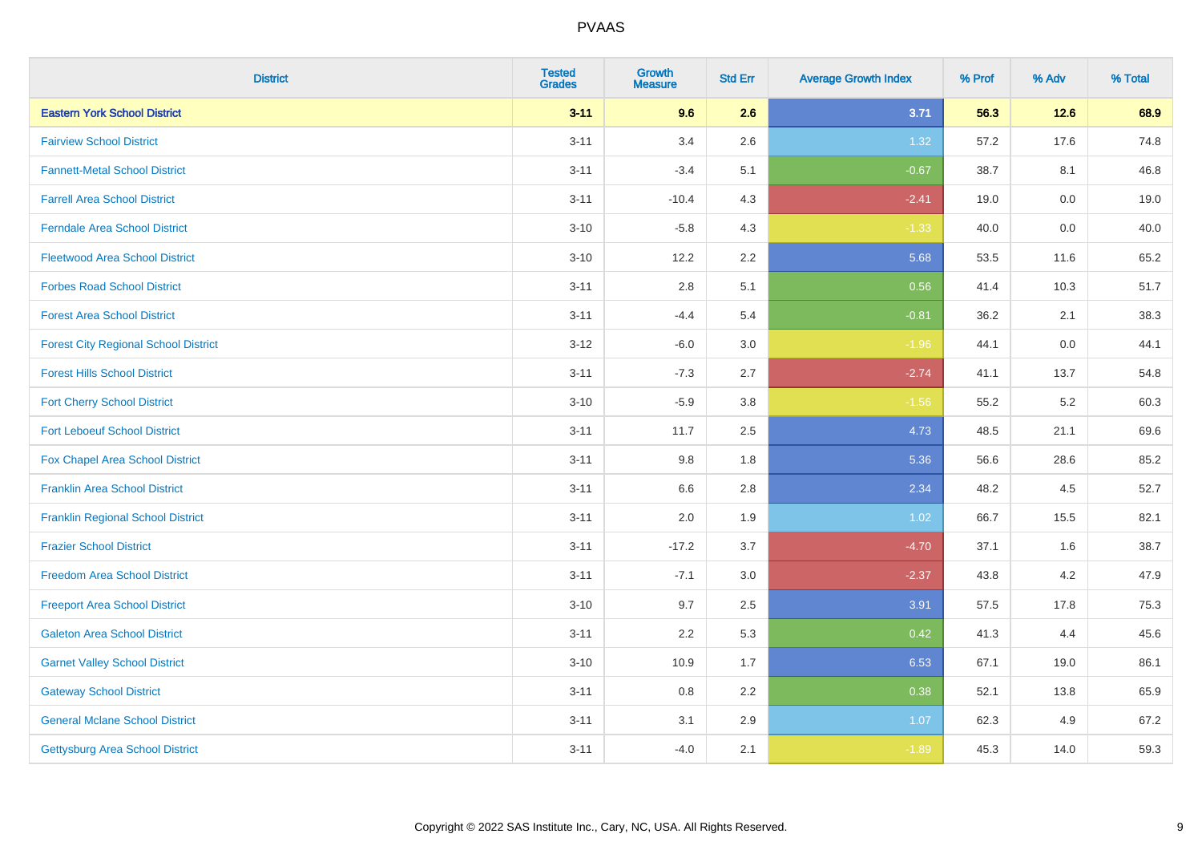# PVAAS

| District | Tested Grades | Growth Measure | Std Err | Average Growth Index | % Prof | % Adv | % Total |
|---|---|---|---|---|---|---|---|
| **Eastern York School District** | **3-11** | **9.6** | **2.6** | **3.71** | **56.3** | **12.6** | **68.9** |
| Fairview School District | 3-11 | 3.4 | 2.6 | 1.32 | 57.2 | 17.6 | 74.8 |
| Fannett-Metal School District | 3-11 | -3.4 | 5.1 | -0.67 | 38.7 | 8.1 | 46.8 |
| Farrell Area School District | 3-11 | -10.4 | 4.3 | -2.41 | 19.0 | 0.0 | 19.0 |
| Ferndale Area School District | 3-10 | -5.8 | 4.3 | -1.33 | 40.0 | 0.0 | 40.0 |
| Fleetwood Area School District | 3-10 | 12.2 | 2.2 | 5.68 | 53.5 | 11.6 | 65.2 |
| Forbes Road School District | 3-11 | 2.8 | 5.1 | 0.56 | 41.4 | 10.3 | 51.7 |
| Forest Area School District | 3-11 | -4.4 | 5.4 | -0.81 | 36.2 | 2.1 | 38.3 |
| Forest City Regional School District | 3-12 | -6.0 | 3.0 | -1.96 | 44.1 | 0.0 | 44.1 |
| Forest Hills School District | 3-11 | -7.3 | 2.7 | -2.74 | 41.1 | 13.7 | 54.8 |
| Fort Cherry School District | 3-10 | -5.9 | 3.8 | -1.56 | 55.2 | 5.2 | 60.3 |
| Fort Leboeuf School District | 3-11 | 11.7 | 2.5 | 4.73 | 48.5 | 21.1 | 69.6 |
| Fox Chapel Area School District | 3-11 | 9.8 | 1.8 | 5.36 | 56.6 | 28.6 | 85.2 |
| Franklin Area School District | 3-11 | 6.6 | 2.8 | 2.34 | 48.2 | 4.5 | 52.7 |
| Franklin Regional School District | 3-11 | 2.0 | 1.9 | 1.02 | 66.7 | 15.5 | 82.1 |
| Frazier School District | 3-11 | -17.2 | 3.7 | -4.70 | 37.1 | 1.6 | 38.7 |
| Freedom Area School District | 3-11 | -7.1 | 3.0 | -2.37 | 43.8 | 4.2 | 47.9 |
| Freeport Area School District | 3-10 | 9.7 | 2.5 | 3.91 | 57.5 | 17.8 | 75.3 |
| Galeton Area School District | 3-11 | 2.2 | 5.3 | 0.42 | 41.3 | 4.4 | 45.6 |
| Garnet Valley School District | 3-10 | 10.9 | 1.7 | 6.53 | 67.1 | 19.0 | 86.1 |
| Gateway School District | 3-11 | 0.8 | 2.2 | 0.38 | 52.1 | 13.8 | 65.9 |
| General Mclane School District | 3-11 | 3.1 | 2.9 | 1.07 | 62.3 | 4.9 | 67.2 |
| Gettysburg Area School District | 3-11 | -4.0 | 2.1 | -1.89 | 45.3 | 14.0 | 59.3 |

Copyright © 2022 SAS Institute Inc., Cary, NC, USA. All Rights Reserved.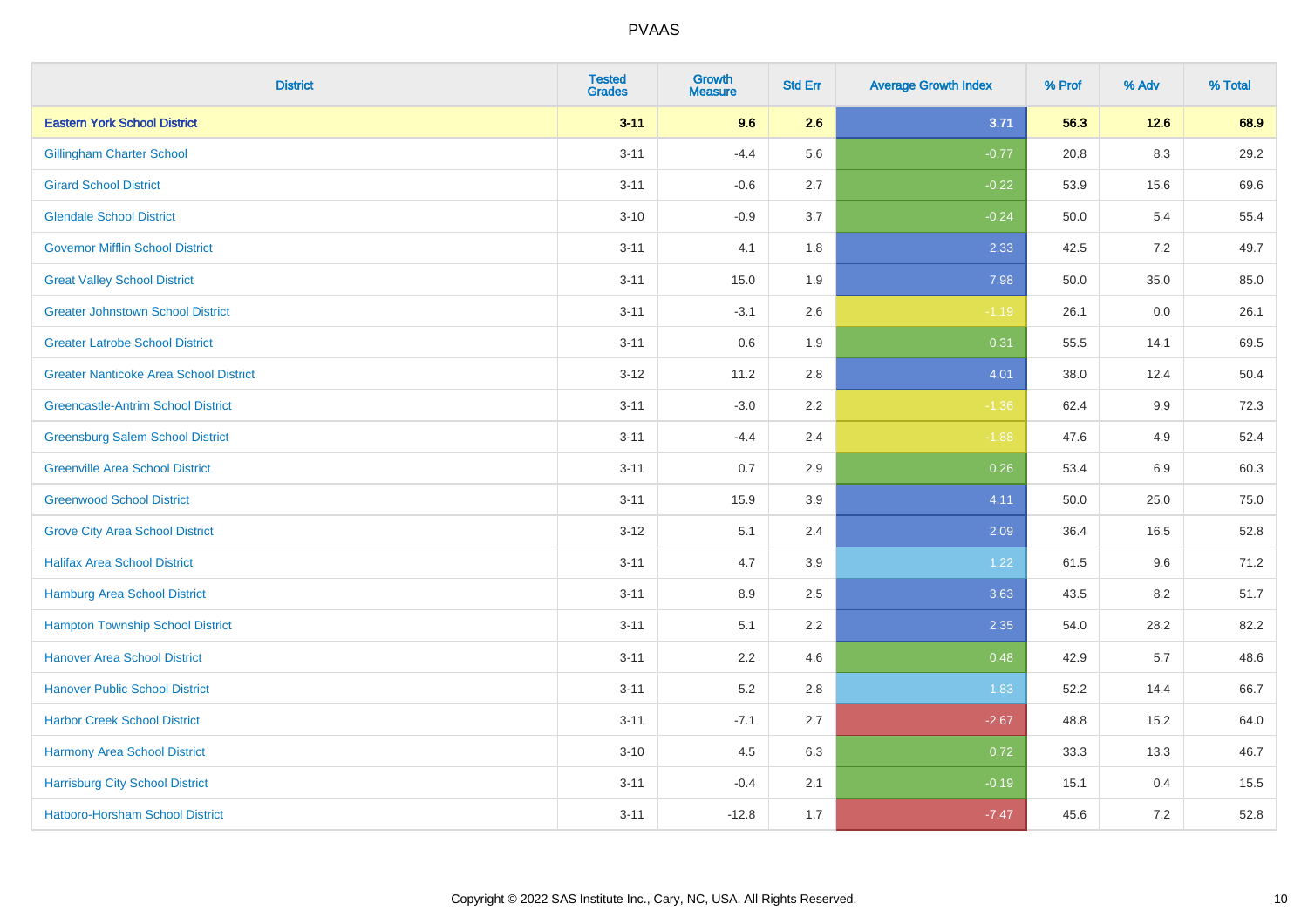# PVAAS

| District | Tested Grades | Growth Measure | Std Err | Average Growth Index | % Prof | % Adv | % Total |
|---|---|---|---|---|---|---|---|
| **Eastern York School District** | **3-11** | **9.6** | **2.6** | **3.71** | **56.3** | **12.6** | **68.9** |
| Gillingham Charter School | 3-11 | -4.4 | 5.6 | -0.77 | 20.8 | 8.3 | 29.2 |
| Girard School District | 3-11 | -0.6 | 2.7 | -0.22 | 53.9 | 15.6 | 69.6 |
| Glendale School District | 3-10 | -0.9 | 3.7 | -0.24 | 50.0 | 5.4 | 55.4 |
| Governor Mifflin School District | 3-11 | 4.1 | 1.8 | 2.33 | 42.5 | 7.2 | 49.7 |
| Great Valley School District | 3-11 | 15.0 | 1.9 | 7.98 | 50.0 | 35.0 | 85.0 |
| Greater Johnstown School District | 3-11 | -3.1 | 2.6 | -1.19 | 26.1 | 0.0 | 26.1 |
| Greater Latrobe School District | 3-11 | 0.6 | 1.9 | 0.31 | 55.5 | 14.1 | 69.5 |
| Greater Nanticoke Area School District | 3-12 | 11.2 | 2.8 | 4.01 | 38.0 | 12.4 | 50.4 |
| Greencastle-Antrim School District | 3-11 | -3.0 | 2.2 | -1.36 | 62.4 | 9.9 | 72.3 |
| Greensburg Salem School District | 3-11 | -4.4 | 2.4 | -1.88 | 47.6 | 4.9 | 52.4 |
| Greenville Area School District | 3-11 | 0.7 | 2.9 | 0.26 | 53.4 | 6.9 | 60.3 |
| Greenwood School District | 3-11 | 15.9 | 3.9 | 4.11 | 50.0 | 25.0 | 75.0 |
| Grove City Area School District | 3-12 | 5.1 | 2.4 | 2.09 | 36.4 | 16.5 | 52.8 |
| Halifax Area School District | 3-11 | 4.7 | 3.9 | 1.22 | 61.5 | 9.6 | 71.2 |
| Hamburg Area School District | 3-11 | 8.9 | 2.5 | 3.63 | 43.5 | 8.2 | 51.7 |
| Hampton Township School District | 3-11 | 5.1 | 2.2 | 2.35 | 54.0 | 28.2 | 82.2 |
| Hanover Area School District | 3-11 | 2.2 | 4.6 | 0.48 | 42.9 | 5.7 | 48.6 |
| Hanover Public School District | 3-11 | 5.2 | 2.8 | 1.83 | 52.2 | 14.4 | 66.7 |
| Harbor Creek School District | 3-11 | -7.1 | 2.7 | -2.67 | 48.8 | 15.2 | 64.0 |
| Harmony Area School District | 3-10 | 4.5 | 6.3 | 0.72 | 33.3 | 13.3 | 46.7 |
| Harrisburg City School District | 3-11 | -0.4 | 2.1 | -0.19 | 15.1 | 0.4 | 15.5 |
| Hatboro-Horsham School District | 3-11 | -12.8 | 1.7 | -7.47 | 45.6 | 7.2 | 52.8 |

Copyright © 2022 SAS Institute Inc., Cary, NC, USA. All Rights Reserved.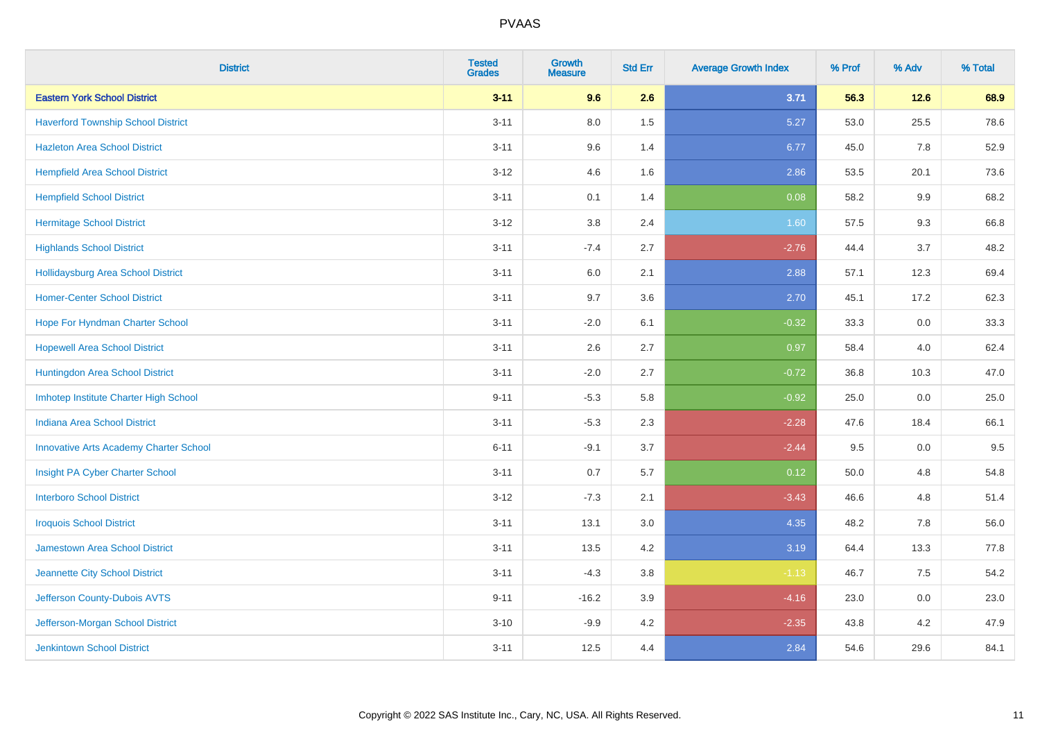# PVAAS

| District | Tested Grades | Growth Measure | Std Err | Average Growth Index | % Prof | % Adv | % Total |
|---|---|---|---|---|---|---|---|
| **Eastern York School District** | **3-11** | **9.6** | **2.6** | **3.71** | **56.3** | **12.6** | **68.9** |
| Haverford Township School District | 3-11 | 8.0 | 1.5 | 5.27 | 53.0 | 25.5 | 78.6 |
| Hazleton Area School District | 3-11 | 9.6 | 1.4 | 6.77 | 45.0 | 7.8 | 52.9 |
| Hempfield Area School District | 3-12 | 4.6 | 1.6 | 2.86 | 53.5 | 20.1 | 73.6 |
| Hempfield School District | 3-11 | 0.1 | 1.4 | 0.08 | 58.2 | 9.9 | 68.2 |
| Hermitage School District | 3-12 | 3.8 | 2.4 | 1.60 | 57.5 | 9.3 | 66.8 |
| Highlands School District | 3-11 | -7.4 | 2.7 | -2.76 | 44.4 | 3.7 | 48.2 |
| Hollidaysburg Area School District | 3-11 | 6.0 | 2.1 | 2.88 | 57.1 | 12.3 | 69.4 |
| Homer-Center School District | 3-11 | 9.7 | 3.6 | 2.70 | 45.1 | 17.2 | 62.3 |
| Hope For Hyndman Charter School | 3-11 | -2.0 | 6.1 | -0.32 | 33.3 | 0.0 | 33.3 |
| Hopewell Area School District | 3-11 | 2.6 | 2.7 | 0.97 | 58.4 | 4.0 | 62.4 |
| Huntingdon Area School District | 3-11 | -2.0 | 2.7 | -0.72 | 36.8 | 10.3 | 47.0 |
| Imhotep Institute Charter High School | 9-11 | -5.3 | 5.8 | -0.92 | 25.0 | 0.0 | 25.0 |
| Indiana Area School District | 3-11 | -5.3 | 2.3 | -2.28 | 47.6 | 18.4 | 66.1 |
| Innovative Arts Academy Charter School | 6-11 | -9.1 | 3.7 | -2.44 | 9.5 | 0.0 | 9.5 |
| Insight PA Cyber Charter School | 3-11 | 0.7 | 5.7 | 0.12 | 50.0 | 4.8 | 54.8 |
| Interboro School District | 3-12 | -7.3 | 2.1 | -3.43 | 46.6 | 4.8 | 51.4 |
| Iroquois School District | 3-11 | 13.1 | 3.0 | 4.35 | 48.2 | 7.8 | 56.0 |
| Jamestown Area School District | 3-11 | 13.5 | 4.2 | 3.19 | 64.4 | 13.3 | 77.8 |
| Jeannette City School District | 3-11 | -4.3 | 3.8 | -1.13 | 46.7 | 7.5 | 54.2 |
| Jefferson County-Dubois AVTS | 9-11 | -16.2 | 3.9 | -4.16 | 23.0 | 0.0 | 23.0 |
| Jefferson-Morgan School District | 3-10 | -9.9 | 4.2 | -2.35 | 43.8 | 4.2 | 47.9 |
| Jenkintown School District | 3-11 | 12.5 | 4.4 | 2.84 | 54.6 | 29.6 | 84.1 |

Copyright © 2022 SAS Institute Inc., Cary, NC, USA. All Rights Reserved.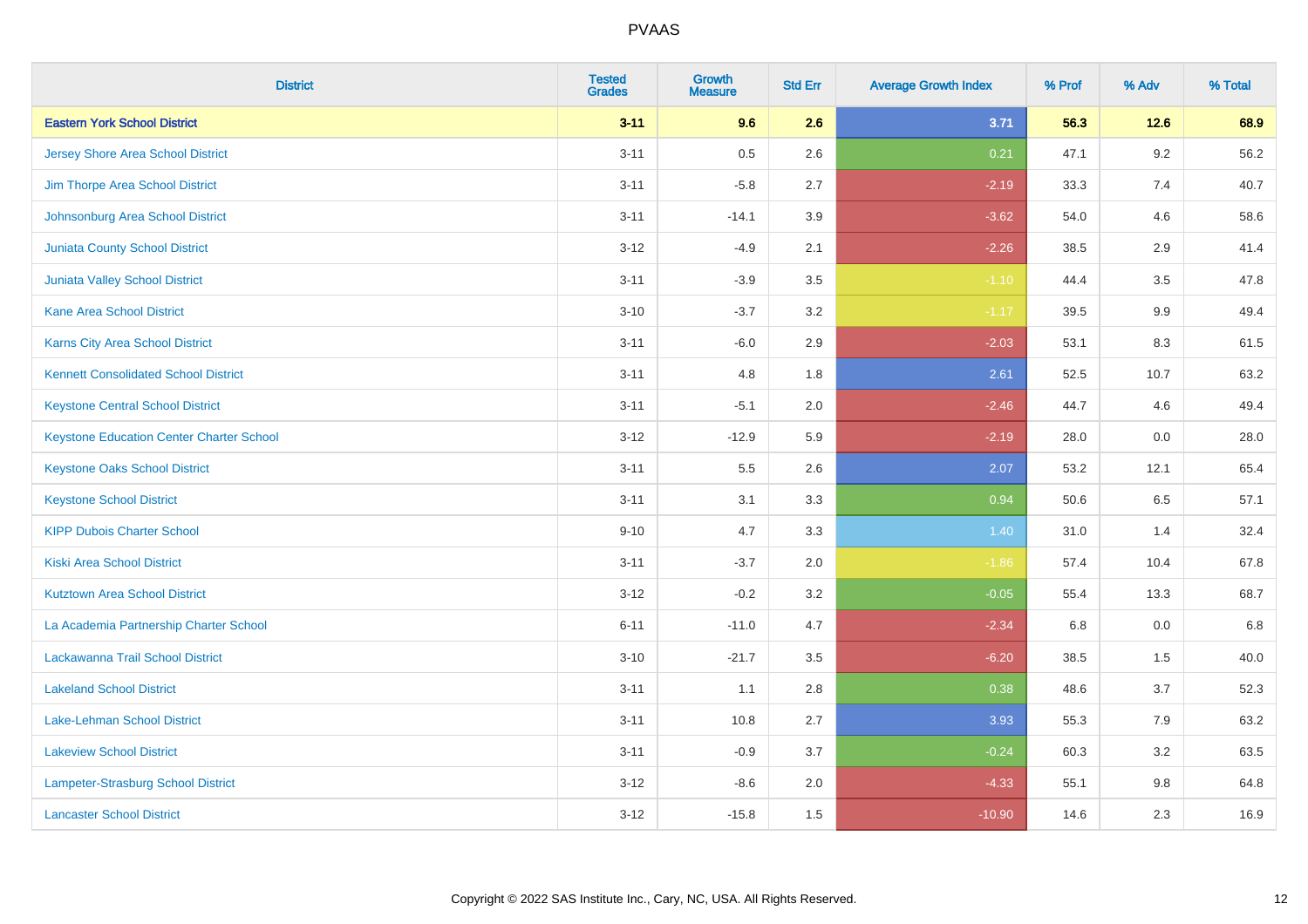# PVAAS

| District | Tested Grades | Growth Measure | Std Err | Average Growth Index | % Prof | % Adv | % Total |
|---|---|---|---|---|---|---|---|
| **Eastern York School District** | **3-11** | **9.6** | **2.6** | **3.71** | **56.3** | **12.6** | **68.9** |
| Jersey Shore Area School District | 3-11 | 0.5 | 2.6 | 0.21 | 47.1 | 9.2 | 56.2 |
| Jim Thorpe Area School District | 3-11 | -5.8 | 2.7 | -2.19 | 33.3 | 7.4 | 40.7 |
| Johnsonburg Area School District | 3-11 | -14.1 | 3.9 | -3.62 | 54.0 | 4.6 | 58.6 |
| Juniata County School District | 3-12 | -4.9 | 2.1 | -2.26 | 38.5 | 2.9 | 41.4 |
| Juniata Valley School District | 3-11 | -3.9 | 3.5 | -1.10 | 44.4 | 3.5 | 47.8 |
| Kane Area School District | 3-10 | -3.7 | 3.2 | -1.17 | 39.5 | 9.9 | 49.4 |
| Karns City Area School District | 3-11 | -6.0 | 2.9 | -2.03 | 53.1 | 8.3 | 61.5 |
| Kennett Consolidated School District | 3-11 | 4.8 | 1.8 | 2.61 | 52.5 | 10.7 | 63.2 |
| Keystone Central School District | 3-11 | -5.1 | 2.0 | -2.46 | 44.7 | 4.6 | 49.4 |
| Keystone Education Center Charter School | 3-12 | -12.9 | 5.9 | -2.19 | 28.0 | 0.0 | 28.0 |
| Keystone Oaks School District | 3-11 | 5.5 | 2.6 | 2.07 | 53.2 | 12.1 | 65.4 |
| Keystone School District | 3-11 | 3.1 | 3.3 | 0.94 | 50.6 | 6.5 | 57.1 |
| KIPP Dubois Charter School | 9-10 | 4.7 | 3.3 | 1.40 | 31.0 | 1.4 | 32.4 |
| Kiski Area School District | 3-11 | -3.7 | 2.0 | -1.86 | 57.4 | 10.4 | 67.8 |
| Kutztown Area School District | 3-12 | -0.2 | 3.2 | -0.05 | 55.4 | 13.3 | 68.7 |
| La Academia Partnership Charter School | 6-11 | -11.0 | 4.7 | -2.34 | 6.8 | 0.0 | 6.8 |
| Lackawanna Trail School District | 3-10 | -21.7 | 3.5 | -6.20 | 38.5 | 1.5 | 40.0 |
| Lakeland School District | 3-11 | 1.1 | 2.8 | 0.38 | 48.6 | 3.7 | 52.3 |
| Lake-Lehman School District | 3-11 | 10.8 | 2.7 | 3.93 | 55.3 | 7.9 | 63.2 |
| Lakeview School District | 3-11 | -0.9 | 3.7 | -0.24 | 60.3 | 3.2 | 63.5 |
| Lampeter-Strasburg School District | 3-12 | -8.6 | 2.0 | -4.33 | 55.1 | 9.8 | 64.8 |
| Lancaster School District | 3-12 | -15.8 | 1.5 | -10.90 | 14.6 | 2.3 | 16.9 |

Copyright © 2022 SAS Institute Inc., Cary, NC, USA. All Rights Reserved.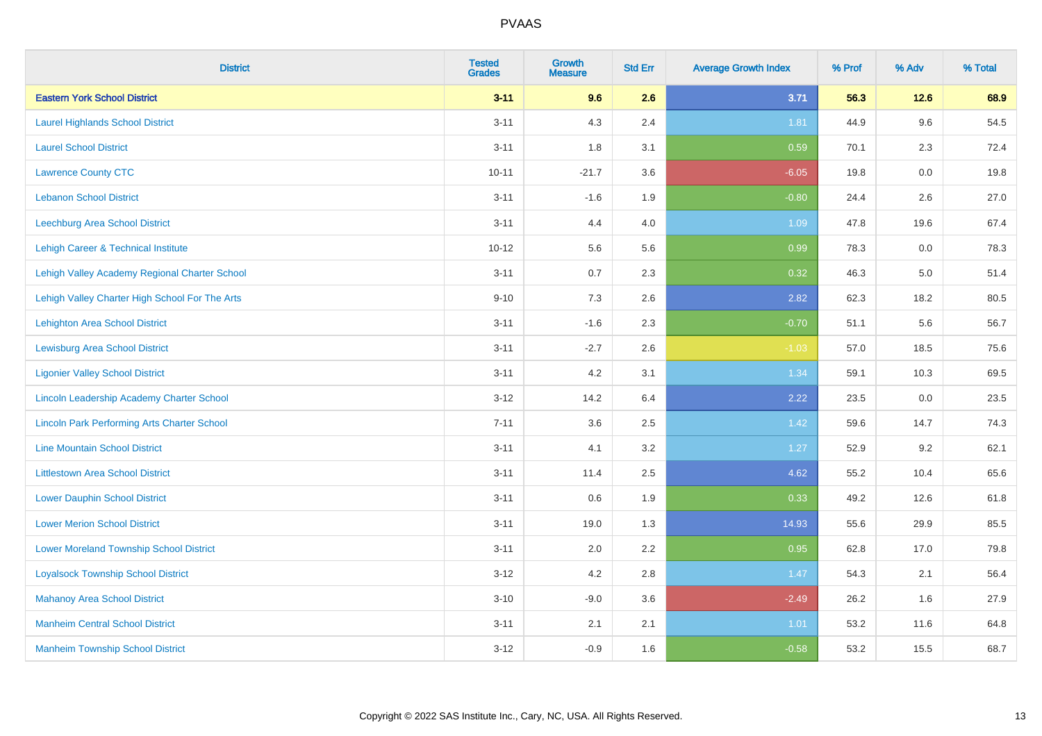PVAAS

| District | Tested Grades | Growth Measure | Std Err | Average Growth Index | % Prof | % Adv | % Total |
|---|---|---|---|---|---|---|---|
| **Eastern York School District** | **3-11** | **9.6** | **2.6** | **3.71** | **56.3** | **12.6** | **68.9** |
| Laurel Highlands School District | 3-11 | 4.3 | 2.4 | 1.81 | 44.9 | 9.6 | 54.5 |
| Laurel School District | 3-11 | 1.8 | 3.1 | 0.59 | 70.1 | 2.3 | 72.4 |
| Lawrence County CTC | 10-11 | -21.7 | 3.6 | -6.05 | 19.8 | 0.0 | 19.8 |
| Lebanon School District | 3-11 | -1.6 | 1.9 | -0.80 | 24.4 | 2.6 | 27.0 |
| Leechburg Area School District | 3-11 | 4.4 | 4.0 | 1.09 | 47.8 | 19.6 | 67.4 |
| Lehigh Career & Technical Institute | 10-12 | 5.6 | 5.6 | 0.99 | 78.3 | 0.0 | 78.3 |
| Lehigh Valley Academy Regional Charter School | 3-11 | 0.7 | 2.3 | 0.32 | 46.3 | 5.0 | 51.4 |
| Lehigh Valley Charter High School For The Arts | 9-10 | 7.3 | 2.6 | 2.82 | 62.3 | 18.2 | 80.5 |
| Lehighton Area School District | 3-11 | -1.6 | 2.3 | -0.70 | 51.1 | 5.6 | 56.7 |
| Lewisburg Area School District | 3-11 | -2.7 | 2.6 | -1.03 | 57.0 | 18.5 | 75.6 |
| Ligonier Valley School District | 3-11 | 4.2 | 3.1 | 1.34 | 59.1 | 10.3 | 69.5 |
| Lincoln Leadership Academy Charter School | 3-12 | 14.2 | 6.4 | 2.22 | 23.5 | 0.0 | 23.5 |
| Lincoln Park Performing Arts Charter School | 7-11 | 3.6 | 2.5 | 1.42 | 59.6 | 14.7 | 74.3 |
| Line Mountain School District | 3-11 | 4.1 | 3.2 | 1.27 | 52.9 | 9.2 | 62.1 |
| Littlestown Area School District | 3-11 | 11.4 | 2.5 | 4.62 | 55.2 | 10.4 | 65.6 |
| Lower Dauphin School District | 3-11 | 0.6 | 1.9 | 0.33 | 49.2 | 12.6 | 61.8 |
| Lower Merion School District | 3-11 | 19.0 | 1.3 | 14.93 | 55.6 | 29.9 | 85.5 |
| Lower Moreland Township School District | 3-11 | 2.0 | 2.2 | 0.95 | 62.8 | 17.0 | 79.8 |
| Loyalsock Township School District | 3-12 | 4.2 | 2.8 | 1.47 | 54.3 | 2.1 | 56.4 |
| Mahanoy Area School District | 3-10 | -9.0 | 3.6 | -2.49 | 26.2 | 1.6 | 27.9 |
| Manheim Central School District | 3-11 | 2.1 | 2.1 | 1.01 | 53.2 | 11.6 | 64.8 |
| Manheim Township School District | 3-12 | -0.9 | 1.6 | -0.58 | 53.2 | 15.5 | 68.7 |

Copyright © 2022 SAS Institute Inc., Cary, NC, USA. All Rights Reserved.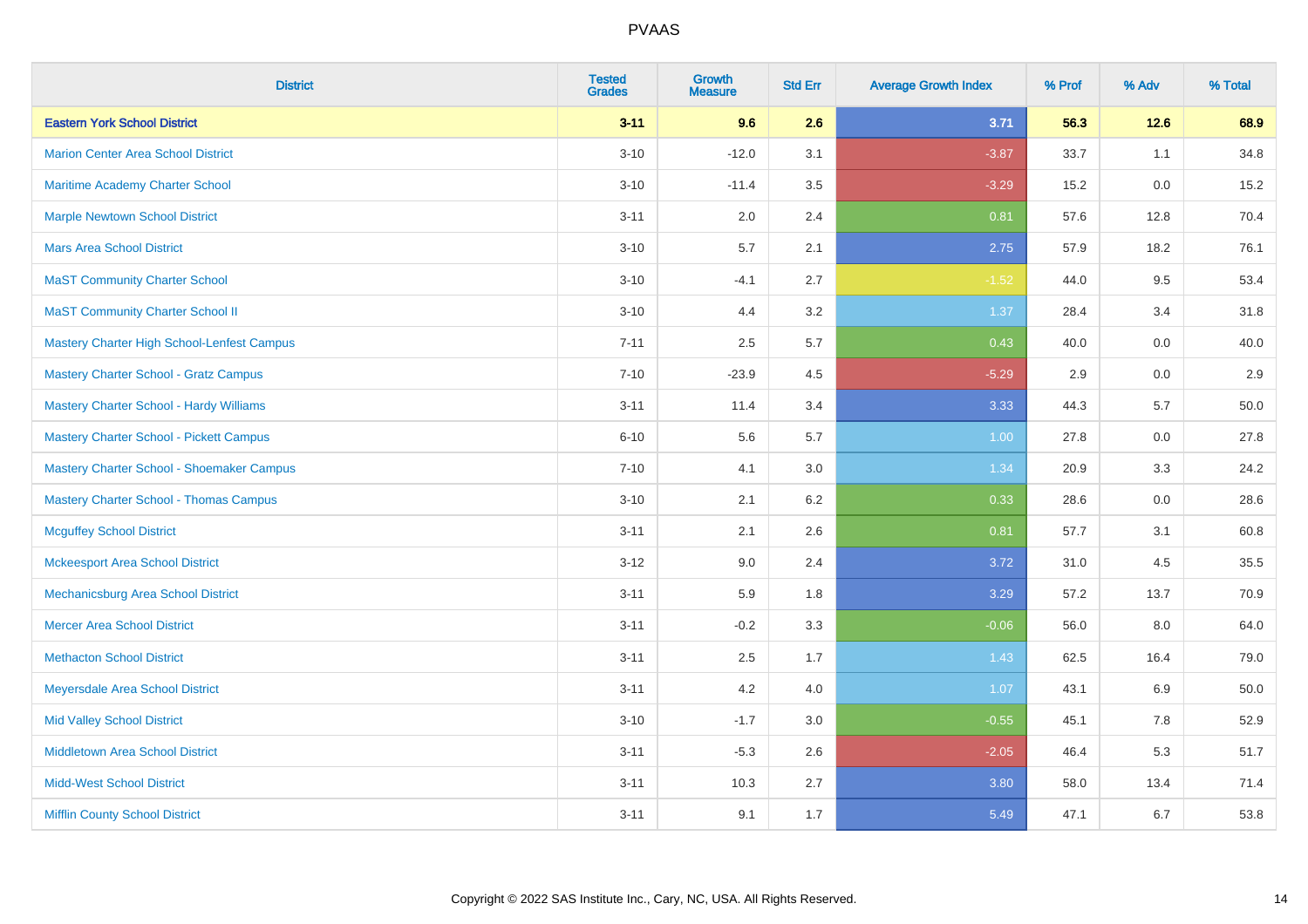| District | Tested Grades | Growth Measure | Std Err | Average Growth Index | % Prof | % Adv | % Total |
|---|---|---|---|---|---|---|---|
| **Eastern York School District** | **3-11** | **9.6** | **2.6** | **3.71** | **56.3** | **12.6** | **68.9** |
| Marion Center Area School District | 3-10 | -12.0 | 3.1 | -3.87 | 33.7 | 1.1 | 34.8 |
| Maritime Academy Charter School | 3-10 | -11.4 | 3.5 | -3.29 | 15.2 | 0.0 | 15.2 |
| Marple Newtown School District | 3-11 | 2.0 | 2.4 | 0.81 | 57.6 | 12.8 | 70.4 |
| Mars Area School District | 3-10 | 5.7 | 2.1 | 2.75 | 57.9 | 18.2 | 76.1 |
| MaST Community Charter School | 3-10 | -4.1 | 2.7 | -1.52 | 44.0 | 9.5 | 53.4 |
| MaST Community Charter School II | 3-10 | 4.4 | 3.2 | 1.37 | 28.4 | 3.4 | 31.8 |
| Mastery Charter High School-Lenfest Campus | 7-11 | 2.5 | 5.7 | 0.43 | 40.0 | 0.0 | 40.0 |
| Mastery Charter School - Gratz Campus | 7-10 | -23.9 | 4.5 | -5.29 | 2.9 | 0.0 | 2.9 |
| Mastery Charter School - Hardy Williams | 3-11 | 11.4 | 3.4 | 3.33 | 44.3 | 5.7 | 50.0 |
| Mastery Charter School - Pickett Campus | 6-10 | 5.6 | 5.7 | 1.00 | 27.8 | 0.0 | 27.8 |
| Mastery Charter School - Shoemaker Campus | 7-10 | 4.1 | 3.0 | 1.34 | 20.9 | 3.3 | 24.2 |
| Mastery Charter School - Thomas Campus | 3-10 | 2.1 | 6.2 | 0.33 | 28.6 | 0.0 | 28.6 |
| Mcguffey School District | 3-11 | 2.1 | 2.6 | 0.81 | 57.7 | 3.1 | 60.8 |
| Mckeesport Area School District | 3-12 | 9.0 | 2.4 | 3.72 | 31.0 | 4.5 | 35.5 |
| Mechanicsburg Area School District | 3-11 | 5.9 | 1.8 | 3.29 | 57.2 | 13.7 | 70.9 |
| Mercer Area School District | 3-11 | -0.2 | 3.3 | -0.06 | 56.0 | 8.0 | 64.0 |
| Methacton School District | 3-11 | 2.5 | 1.7 | 1.43 | 62.5 | 16.4 | 79.0 |
| Meyersdale Area School District | 3-11 | 4.2 | 4.0 | 1.07 | 43.1 | 6.9 | 50.0 |
| Mid Valley School District | 3-10 | -1.7 | 3.0 | -0.55 | 45.1 | 7.8 | 52.9 |
| Middletown Area School District | 3-11 | -5.3 | 2.6 | -2.05 | 46.4 | 5.3 | 51.7 |
| Midd-West School District | 3-11 | 10.3 | 2.7 | 3.80 | 58.0 | 13.4 | 71.4 |
| Mifflin County School District | 3-11 | 9.1 | 1.7 | 5.49 | 47.1 | 6.7 | 53.8 |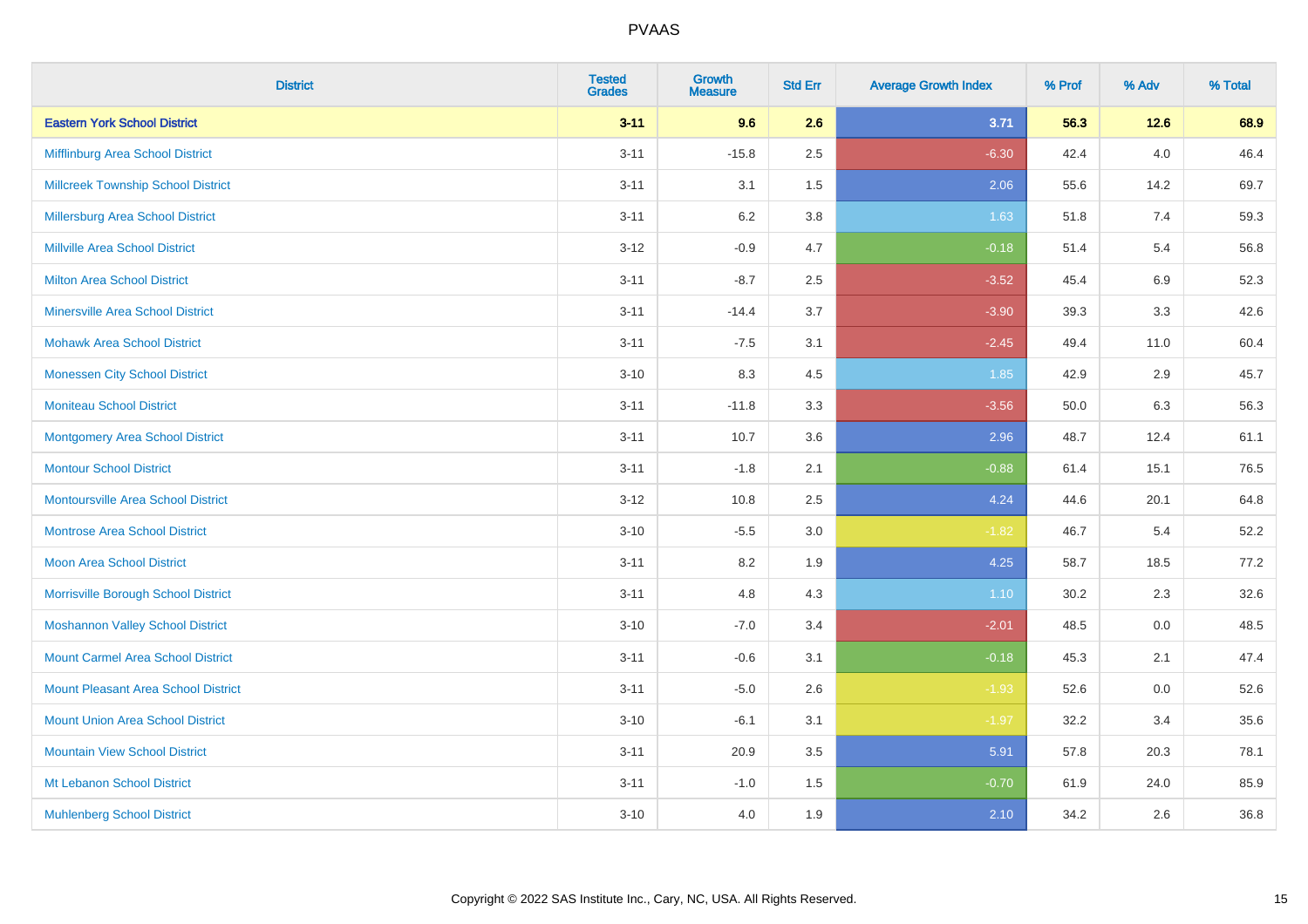| District | Tested Grades | Growth Measure | Std Err | Average Growth Index | % Prof | % Adv | % Total |
|---|---|---|---|---|---|---|---|
| **Eastern York School District** | **3-11** | **9.6** | **2.6** | **3.71** | **56.3** | **12.6** | **68.9** |
| Mifflinburg Area School District | 3-11 | -15.8 | 2.5 | -6.30 | 42.4 | 4.0 | 46.4 |
| Millcreek Township School District | 3-11 | 3.1 | 1.5 | 2.06 | 55.6 | 14.2 | 69.7 |
| Millersburg Area School District | 3-11 | 6.2 | 3.8 | 1.63 | 51.8 | 7.4 | 59.3 |
| Millville Area School District | 3-12 | -0.9 | 4.7 | -0.18 | 51.4 | 5.4 | 56.8 |
| Milton Area School District | 3-11 | -8.7 | 2.5 | -3.52 | 45.4 | 6.9 | 52.3 |
| Minersville Area School District | 3-11 | -14.4 | 3.7 | -3.90 | 39.3 | 3.3 | 42.6 |
| Mohawk Area School District | 3-11 | -7.5 | 3.1 | -2.45 | 49.4 | 11.0 | 60.4 |
| Monessen City School District | 3-10 | 8.3 | 4.5 | 1.85 | 42.9 | 2.9 | 45.7 |
| Moniteau School District | 3-11 | -11.8 | 3.3 | -3.56 | 50.0 | 6.3 | 56.3 |
| Montgomery Area School District | 3-11 | 10.7 | 3.6 | 2.96 | 48.7 | 12.4 | 61.1 |
| Montour School District | 3-11 | -1.8 | 2.1 | -0.88 | 61.4 | 15.1 | 76.5 |
| Montoursville Area School District | 3-12 | 10.8 | 2.5 | 4.24 | 44.6 | 20.1 | 64.8 |
| Montrose Area School District | 3-10 | -5.5 | 3.0 | -1.82 | 46.7 | 5.4 | 52.2 |
| Moon Area School District | 3-11 | 8.2 | 1.9 | 4.25 | 58.7 | 18.5 | 77.2 |
| Morrisville Borough School District | 3-11 | 4.8 | 4.3 | 1.10 | 30.2 | 2.3 | 32.6 |
| Moshannon Valley School District | 3-10 | -7.0 | 3.4 | -2.01 | 48.5 | 0.0 | 48.5 |
| Mount Carmel Area School District | 3-11 | -0.6 | 3.1 | -0.18 | 45.3 | 2.1 | 47.4 |
| Mount Pleasant Area School District | 3-11 | -5.0 | 2.6 | -1.93 | 52.6 | 0.0 | 52.6 |
| Mount Union Area School District | 3-10 | -6.1 | 3.1 | -1.97 | 32.2 | 3.4 | 35.6 |
| Mountain View School District | 3-11 | 20.9 | 3.5 | 5.91 | 57.8 | 20.3 | 78.1 |
| Mt Lebanon School District | 3-11 | -1.0 | 1.5 | -0.70 | 61.9 | 24.0 | 85.9 |
| Muhlenberg School District | 3-10 | 4.0 | 1.9 | 2.10 | 34.2 | 2.6 | 36.8 |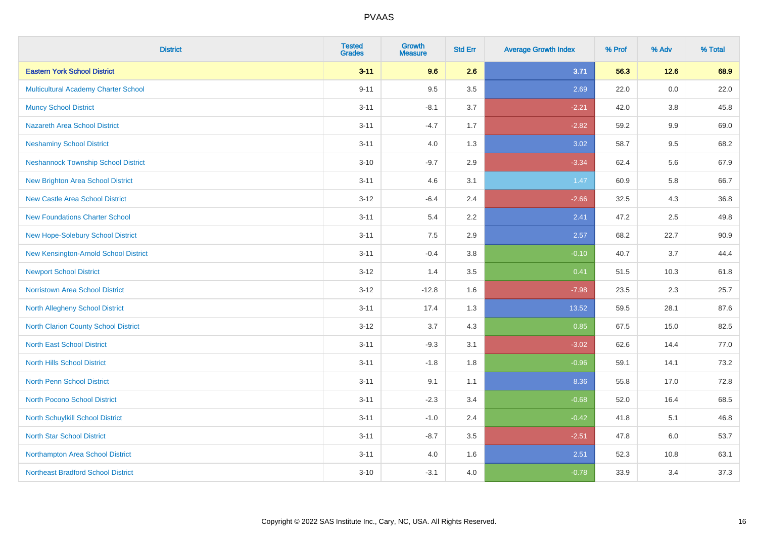# PVAAS

| District | Tested Grades | Growth Measure | Std Err | Average Growth Index | % Prof | % Adv | % Total |
|---|---|---|---|---|---|---|---|
| **Eastern York School District** | **3-11** | **9.6** | **2.6** | **3.71** | **56.3** | **12.6** | **68.9** |
| Multicultural Academy Charter School | 9-11 | 9.5 | 3.5 | 2.69 | 22.0 | 0.0 | 22.0 |
| Muncy School District | 3-11 | -8.1 | 3.7 | -2.21 | 42.0 | 3.8 | 45.8 |
| Nazareth Area School District | 3-11 | -4.7 | 1.7 | -2.82 | 59.2 | 9.9 | 69.0 |
| Neshaminy School District | 3-11 | 4.0 | 1.3 | 3.02 | 58.7 | 9.5 | 68.2 |
| Neshannock Township School District | 3-10 | -9.7 | 2.9 | -3.34 | 62.4 | 5.6 | 67.9 |
| New Brighton Area School District | 3-11 | 4.6 | 3.1 | 1.47 | 60.9 | 5.8 | 66.7 |
| New Castle Area School District | 3-12 | -6.4 | 2.4 | -2.66 | 32.5 | 4.3 | 36.8 |
| New Foundations Charter School | 3-11 | 5.4 | 2.2 | 2.41 | 47.2 | 2.5 | 49.8 |
| New Hope-Solebury School District | 3-11 | 7.5 | 2.9 | 2.57 | 68.2 | 22.7 | 90.9 |
| New Kensington-Arnold School District | 3-11 | -0.4 | 3.8 | -0.10 | 40.7 | 3.7 | 44.4 |
| Newport School District | 3-12 | 1.4 | 3.5 | 0.41 | 51.5 | 10.3 | 61.8 |
| Norristown Area School District | 3-12 | -12.8 | 1.6 | -7.98 | 23.5 | 2.3 | 25.7 |
| North Allegheny School District | 3-11 | 17.4 | 1.3 | 13.52 | 59.5 | 28.1 | 87.6 |
| North Clarion County School District | 3-12 | 3.7 | 4.3 | 0.85 | 67.5 | 15.0 | 82.5 |
| North East School District | 3-11 | -9.3 | 3.1 | -3.02 | 62.6 | 14.4 | 77.0 |
| North Hills School District | 3-11 | -1.8 | 1.8 | -0.96 | 59.1 | 14.1 | 73.2 |
| North Penn School District | 3-11 | 9.1 | 1.1 | 8.36 | 55.8 | 17.0 | 72.8 |
| North Pocono School District | 3-11 | -2.3 | 3.4 | -0.68 | 52.0 | 16.4 | 68.5 |
| North Schuylkill School District | 3-11 | -1.0 | 2.4 | -0.42 | 41.8 | 5.1 | 46.8 |
| North Star School District | 3-11 | -8.7 | 3.5 | -2.51 | 47.8 | 6.0 | 53.7 |
| Northampton Area School District | 3-11 | 4.0 | 1.6 | 2.51 | 52.3 | 10.8 | 63.1 |
| Northeast Bradford School District | 3-10 | -3.1 | 4.0 | -0.78 | 33.9 | 3.4 | 37.3 |

Copyright © 2022 SAS Institute Inc., Cary, NC, USA. All Rights Reserved.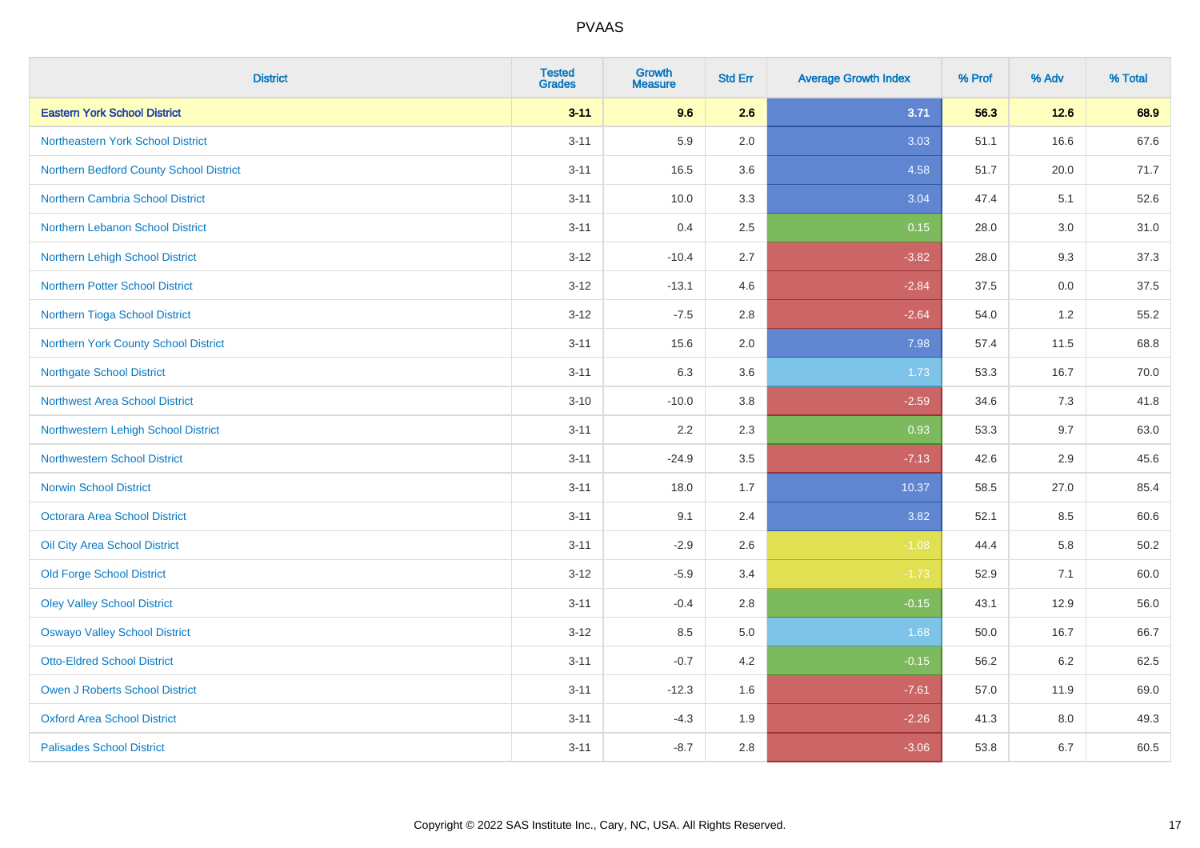# PVAAS

| District | Tested Grades | Growth Measure | Std Err | Average Growth Index | % Prof | % Adv | % Total |
|---|---|---|---|---|---|---|---|
| **Eastern York School District** | **3-11** | **9.6** | **2.6** | **3.71** | **56.3** | **12.6** | **68.9** |
| Northeastern York School District | 3-11 | 5.9 | 2.0 | 3.03 | 51.1 | 16.6 | 67.6 |
| Northern Bedford County School District | 3-11 | 16.5 | 3.6 | 4.58 | 51.7 | 20.0 | 71.7 |
| Northern Cambria School District | 3-11 | 10.0 | 3.3 | 3.04 | 47.4 | 5.1 | 52.6 |
| Northern Lebanon School District | 3-11 | 0.4 | 2.5 | 0.15 | 28.0 | 3.0 | 31.0 |
| Northern Lehigh School District | 3-12 | -10.4 | 2.7 | -3.82 | 28.0 | 9.3 | 37.3 |
| Northern Potter School District | 3-12 | -13.1 | 4.6 | -2.84 | 37.5 | 0.0 | 37.5 |
| Northern Tioga School District | 3-12 | -7.5 | 2.8 | -2.64 | 54.0 | 1.2 | 55.2 |
| Northern York County School District | 3-11 | 15.6 | 2.0 | 7.98 | 57.4 | 11.5 | 68.8 |
| Northgate School District | 3-11 | 6.3 | 3.6 | 1.73 | 53.3 | 16.7 | 70.0 |
| Northwest Area School District | 3-10 | -10.0 | 3.8 | -2.59 | 34.6 | 7.3 | 41.8 |
| Northwestern Lehigh School District | 3-11 | 2.2 | 2.3 | 0.93 | 53.3 | 9.7 | 63.0 |
| Northwestern School District | 3-11 | -24.9 | 3.5 | -7.13 | 42.6 | 2.9 | 45.6 |
| Norwin School District | 3-11 | 18.0 | 1.7 | 10.37 | 58.5 | 27.0 | 85.4 |
| Octorara Area School District | 3-11 | 9.1 | 2.4 | 3.82 | 52.1 | 8.5 | 60.6 |
| Oil City Area School District | 3-11 | -2.9 | 2.6 | -1.08 | 44.4 | 5.8 | 50.2 |
| Old Forge School District | 3-12 | -5.9 | 3.4 | -1.73 | 52.9 | 7.1 | 60.0 |
| Oley Valley School District | 3-11 | -0.4 | 2.8 | -0.15 | 43.1 | 12.9 | 56.0 |
| Oswayo Valley School District | 3-12 | 8.5 | 5.0 | 1.68 | 50.0 | 16.7 | 66.7 |
| Otto-Eldred School District | 3-11 | -0.7 | 4.2 | -0.15 | 56.2 | 6.2 | 62.5 |
| Owen J Roberts School District | 3-11 | -12.3 | 1.6 | -7.61 | 57.0 | 11.9 | 69.0 |
| Oxford Area School District | 3-11 | -4.3 | 1.9 | -2.26 | 41.3 | 8.0 | 49.3 |
| Palisades School District | 3-11 | -8.7 | 2.8 | -3.06 | 53.8 | 6.7 | 60.5 |

Copyright © 2022 SAS Institute Inc., Cary, NC, USA. All Rights Reserved.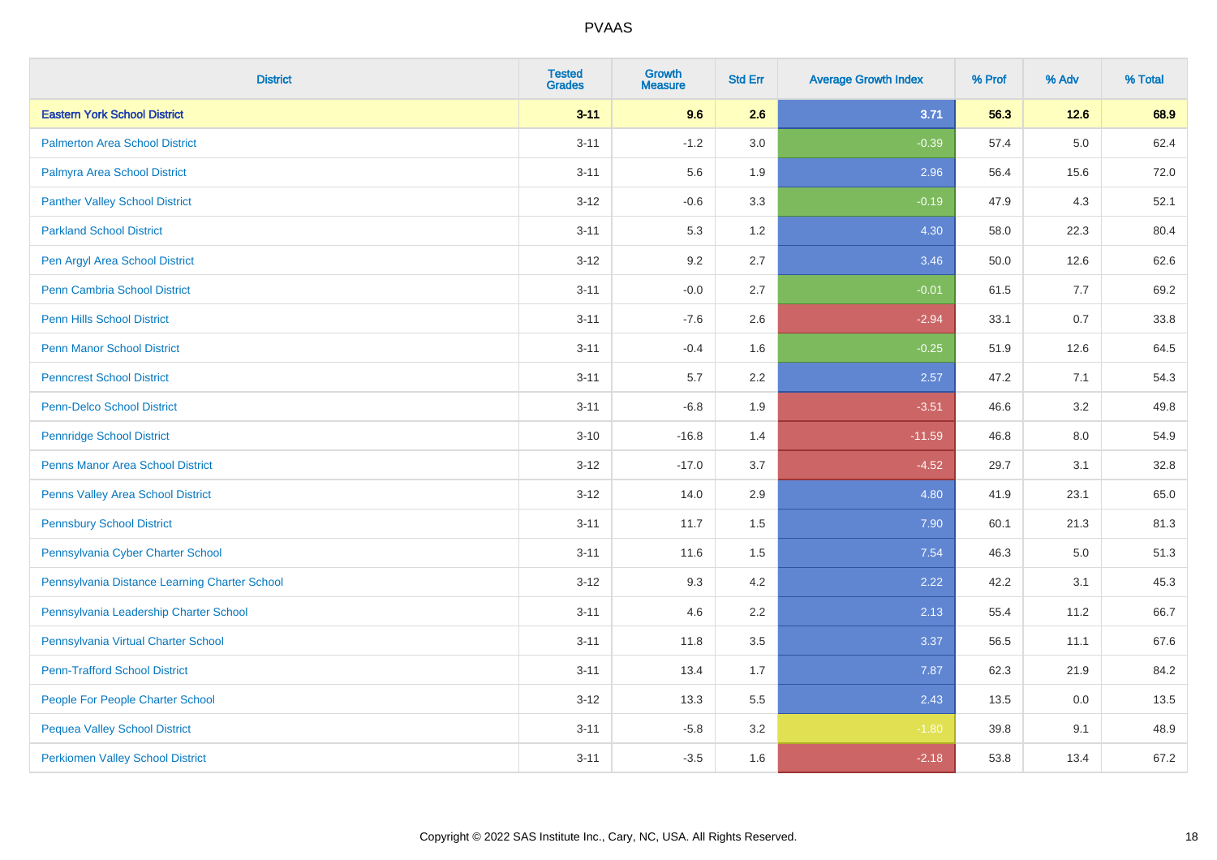# PVAAS

| District | Tested Grades | Growth Measure | Std Err | Average Growth Index | % Prof | % Adv | % Total |
|---|---|---|---|---|---|---|---|
| **Eastern York School District** | **3-11** | **9.6** | **2.6** | **3.71** | **56.3** | **12.6** | **68.9** |
| Palmerton Area School District | 3-11 | -1.2 | 3.0 | -0.39 | 57.4 | 5.0 | 62.4 |
| Palmyra Area School District | 3-11 | 5.6 | 1.9 | 2.96 | 56.4 | 15.6 | 72.0 |
| Panther Valley School District | 3-12 | -0.6 | 3.3 | -0.19 | 47.9 | 4.3 | 52.1 |
| Parkland School District | 3-11 | 5.3 | 1.2 | 4.30 | 58.0 | 22.3 | 80.4 |
| Pen Argyl Area School District | 3-12 | 9.2 | 2.7 | 3.46 | 50.0 | 12.6 | 62.6 |
| Penn Cambria School District | 3-11 | -0.0 | 2.7 | -0.01 | 61.5 | 7.7 | 69.2 |
| Penn Hills School District | 3-11 | -7.6 | 2.6 | -2.94 | 33.1 | 0.7 | 33.8 |
| Penn Manor School District | 3-11 | -0.4 | 1.6 | -0.25 | 51.9 | 12.6 | 64.5 |
| Penncrest School District | 3-11 | 5.7 | 2.2 | 2.57 | 47.2 | 7.1 | 54.3 |
| Penn-Delco School District | 3-11 | -6.8 | 1.9 | -3.51 | 46.6 | 3.2 | 49.8 |
| Pennridge School District | 3-10 | -16.8 | 1.4 | -11.59 | 46.8 | 8.0 | 54.9 |
| Penns Manor Area School District | 3-12 | -17.0 | 3.7 | -4.52 | 29.7 | 3.1 | 32.8 |
| Penns Valley Area School District | 3-12 | 14.0 | 2.9 | 4.80 | 41.9 | 23.1 | 65.0 |
| Pennsbury School District | 3-11 | 11.7 | 1.5 | 7.90 | 60.1 | 21.3 | 81.3 |
| Pennsylvania Cyber Charter School | 3-11 | 11.6 | 1.5 | 7.54 | 46.3 | 5.0 | 51.3 |
| Pennsylvania Distance Learning Charter School | 3-12 | 9.3 | 4.2 | 2.22 | 42.2 | 3.1 | 45.3 |
| Pennsylvania Leadership Charter School | 3-11 | 4.6 | 2.2 | 2.13 | 55.4 | 11.2 | 66.7 |
| Pennsylvania Virtual Charter School | 3-11 | 11.8 | 3.5 | 3.37 | 56.5 | 11.1 | 67.6 |
| Penn-Trafford School District | 3-11 | 13.4 | 1.7 | 7.87 | 62.3 | 21.9 | 84.2 |
| People For People Charter School | 3-12 | 13.3 | 5.5 | 2.43 | 13.5 | 0.0 | 13.5 |
| Pequea Valley School District | 3-11 | -5.8 | 3.2 | -1.80 | 39.8 | 9.1 | 48.9 |
| Perkiomen Valley School District | 3-11 | -3.5 | 1.6 | -2.18 | 53.8 | 13.4 | 67.2 |

Copyright © 2022 SAS Institute Inc., Cary, NC, USA. All Rights Reserved.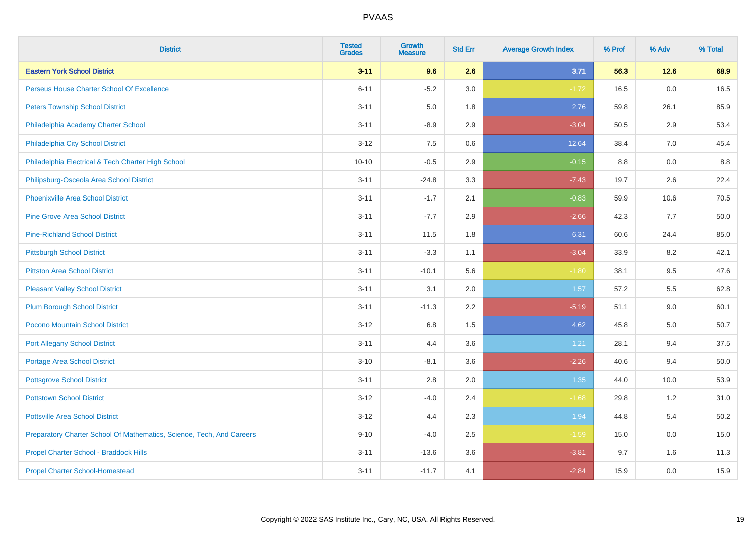| District | Tested Grades | Growth Measure | Std Err | Average Growth Index | % Prof | % Adv | % Total |
|---|---|---|---|---|---|---|---|
| **Eastern York School District** | **3-11** | **9.6** | **2.6** | **3.71** | **56.3** | **12.6** | **68.9** |
| Perseus House Charter School Of Excellence | 6-11 | -5.2 | 3.0 | -1.72 | 16.5 | 0.0 | 16.5 |
| Peters Township School District | 3-11 | 5.0 | 1.8 | 2.76 | 59.8 | 26.1 | 85.9 |
| Philadelphia Academy Charter School | 3-11 | -8.9 | 2.9 | -3.04 | 50.5 | 2.9 | 53.4 |
| Philadelphia City School District | 3-12 | 7.5 | 0.6 | 12.64 | 38.4 | 7.0 | 45.4 |
| Philadelphia Electrical & Tech Charter High School | 10-10 | -0.5 | 2.9 | -0.15 | 8.8 | 0.0 | 8.8 |
| Philipsburg-Osceola Area School District | 3-11 | -24.8 | 3.3 | -7.43 | 19.7 | 2.6 | 22.4 |
| Phoenixville Area School District | 3-11 | -1.7 | 2.1 | -0.83 | 59.9 | 10.6 | 70.5 |
| Pine Grove Area School District | 3-11 | -7.7 | 2.9 | -2.66 | 42.3 | 7.7 | 50.0 |
| Pine-Richland School District | 3-11 | 11.5 | 1.8 | 6.31 | 60.6 | 24.4 | 85.0 |
| Pittsburgh School District | 3-11 | -3.3 | 1.1 | -3.04 | 33.9 | 8.2 | 42.1 |
| Pittston Area School District | 3-11 | -10.1 | 5.6 | -1.80 | 38.1 | 9.5 | 47.6 |
| Pleasant Valley School District | 3-11 | 3.1 | 2.0 | 1.57 | 57.2 | 5.5 | 62.8 |
| Plum Borough School District | 3-11 | -11.3 | 2.2 | -5.19 | 51.1 | 9.0 | 60.1 |
| Pocono Mountain School District | 3-12 | 6.8 | 1.5 | 4.62 | 45.8 | 5.0 | 50.7 |
| Port Allegany School District | 3-11 | 4.4 | 3.6 | 1.21 | 28.1 | 9.4 | 37.5 |
| Portage Area School District | 3-10 | -8.1 | 3.6 | -2.26 | 40.6 | 9.4 | 50.0 |
| Pottsgrove School District | 3-11 | 2.8 | 2.0 | 1.35 | 44.0 | 10.0 | 53.9 |
| Pottstown School District | 3-12 | -4.0 | 2.4 | -1.68 | 29.8 | 1.2 | 31.0 |
| Pottsville Area School District | 3-12 | 4.4 | 2.3 | 1.94 | 44.8 | 5.4 | 50.2 |
| Preparatory Charter School Of Mathematics, Science, Tech, And Careers | 9-10 | -4.0 | 2.5 | -1.59 | 15.0 | 0.0 | 15.0 |
| Propel Charter School - Braddock Hills | 3-11 | -13.6 | 3.6 | -3.81 | 9.7 | 1.6 | 11.3 |
| Propel Charter School-Homestead | 3-11 | -11.7 | 4.1 | -2.84 | 15.9 | 0.0 | 15.9 |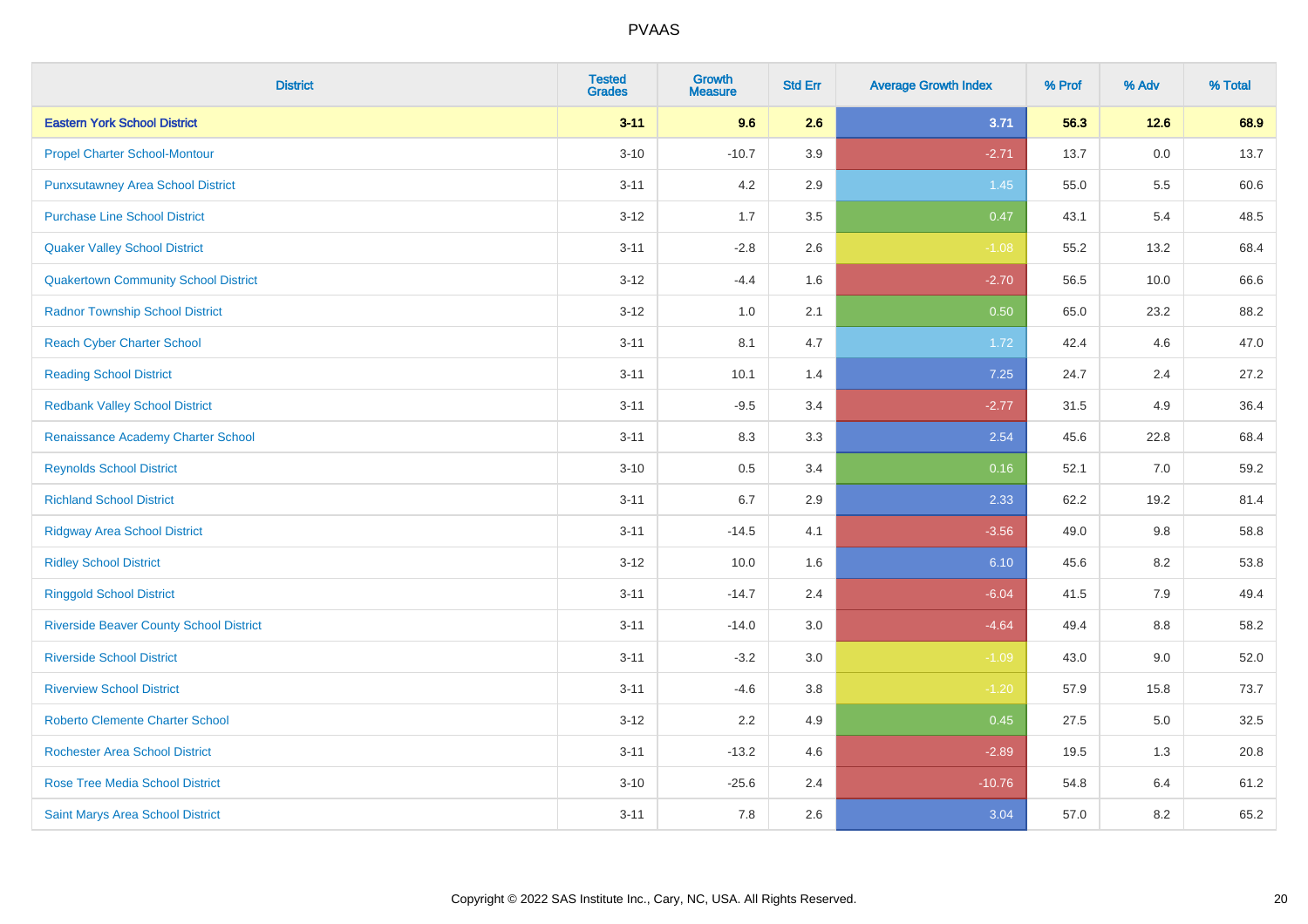# PVAAS

| District | Tested Grades | Growth Measure | Std Err | Average Growth Index | % Prof | % Adv | % Total |
|---|---|---|---|---|---|---|---|
| **Eastern York School District** | **3-11** | **9.6** | **2.6** | **3.71** | **56.3** | **12.6** | **68.9** |
| Propel Charter School-Montour | 3-10 | -10.7 | 3.9 | -2.71 | 13.7 | 0.0 | 13.7 |
| Punxsutawney Area School District | 3-11 | 4.2 | 2.9 | 1.45 | 55.0 | 5.5 | 60.6 |
| Purchase Line School District | 3-12 | 1.7 | 3.5 | 0.47 | 43.1 | 5.4 | 48.5 |
| Quaker Valley School District | 3-11 | -2.8 | 2.6 | -1.08 | 55.2 | 13.2 | 68.4 |
| Quakertown Community School District | 3-12 | -4.4 | 1.6 | -2.70 | 56.5 | 10.0 | 66.6 |
| Radnor Township School District | 3-12 | 1.0 | 2.1 | 0.50 | 65.0 | 23.2 | 88.2 |
| Reach Cyber Charter School | 3-11 | 8.1 | 4.7 | 1.72 | 42.4 | 4.6 | 47.0 |
| Reading School District | 3-11 | 10.1 | 1.4 | 7.25 | 24.7 | 2.4 | 27.2 |
| Redbank Valley School District | 3-11 | -9.5 | 3.4 | -2.77 | 31.5 | 4.9 | 36.4 |
| Renaissance Academy Charter School | 3-11 | 8.3 | 3.3 | 2.54 | 45.6 | 22.8 | 68.4 |
| Reynolds School District | 3-10 | 0.5 | 3.4 | 0.16 | 52.1 | 7.0 | 59.2 |
| Richland School District | 3-11 | 6.7 | 2.9 | 2.33 | 62.2 | 19.2 | 81.4 |
| Ridgway Area School District | 3-11 | -14.5 | 4.1 | -3.56 | 49.0 | 9.8 | 58.8 |
| Ridley School District | 3-12 | 10.0 | 1.6 | 6.10 | 45.6 | 8.2 | 53.8 |
| Ringgold School District | 3-11 | -14.7 | 2.4 | -6.04 | 41.5 | 7.9 | 49.4 |
| Riverside Beaver County School District | 3-11 | -14.0 | 3.0 | -4.64 | 49.4 | 8.8 | 58.2 |
| Riverside School District | 3-11 | -3.2 | 3.0 | -1.09 | 43.0 | 9.0 | 52.0 |
| Riverview School District | 3-11 | -4.6 | 3.8 | -1.20 | 57.9 | 15.8 | 73.7 |
| Roberto Clemente Charter School | 3-12 | 2.2 | 4.9 | 0.45 | 27.5 | 5.0 | 32.5 |
| Rochester Area School District | 3-11 | -13.2 | 4.6 | -2.89 | 19.5 | 1.3 | 20.8 |
| Rose Tree Media School District | 3-10 | -25.6 | 2.4 | -10.76 | 54.8 | 6.4 | 61.2 |
| Saint Marys Area School District | 3-11 | 7.8 | 2.6 | 3.04 | 57.0 | 8.2 | 65.2 |

Copyright © 2022 SAS Institute Inc., Cary, NC, USA. All Rights Reserved.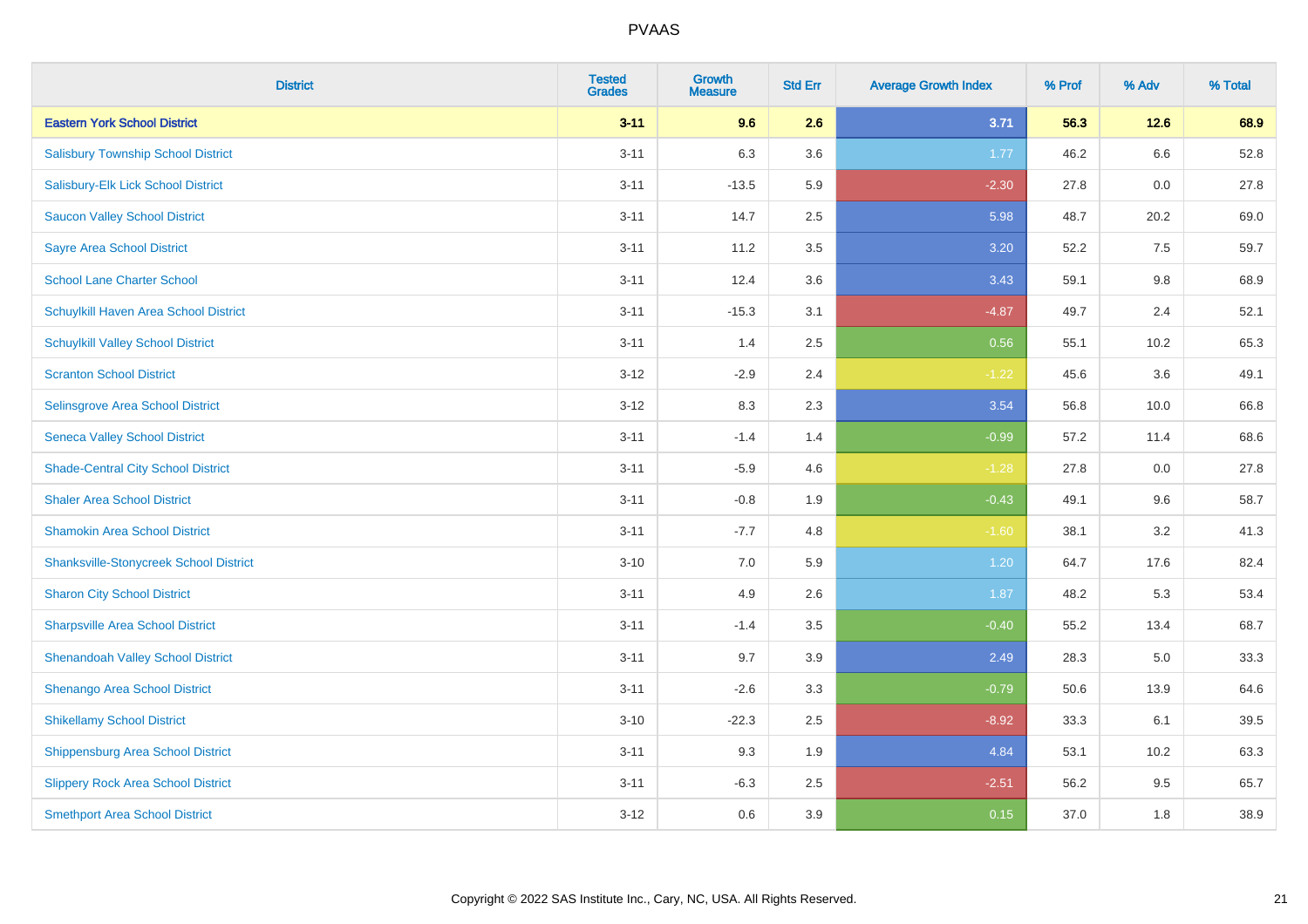# PVAAS

| District | Tested Grades | Growth Measure | Std Err | Average Growth Index | % Prof | % Adv | % Total |
|---|---|---|---|---|---|---|---|
| **Eastern York School District** | **3-11** | **9.6** | **2.6** | **3.71** | **56.3** | **12.6** | **68.9** |
| Salisbury Township School District | 3-11 | 6.3 | 3.6 | 1.77 | 46.2 | 6.6 | 52.8 |
| Salisbury-Elk Lick School District | 3-11 | -13.5 | 5.9 | -2.30 | 27.8 | 0.0 | 27.8 |
| Saucon Valley School District | 3-11 | 14.7 | 2.5 | 5.98 | 48.7 | 20.2 | 69.0 |
| Sayre Area School District | 3-11 | 11.2 | 3.5 | 3.20 | 52.2 | 7.5 | 59.7 |
| School Lane Charter School | 3-11 | 12.4 | 3.6 | 3.43 | 59.1 | 9.8 | 68.9 |
| Schuylkill Haven Area School District | 3-11 | -15.3 | 3.1 | -4.87 | 49.7 | 2.4 | 52.1 |
| Schuylkill Valley School District | 3-11 | 1.4 | 2.5 | 0.56 | 55.1 | 10.2 | 65.3 |
| Scranton School District | 3-12 | -2.9 | 2.4 | -1.22 | 45.6 | 3.6 | 49.1 |
| Selinsgrove Area School District | 3-12 | 8.3 | 2.3 | 3.54 | 56.8 | 10.0 | 66.8 |
| Seneca Valley School District | 3-11 | -1.4 | 1.4 | -0.99 | 57.2 | 11.4 | 68.6 |
| Shade-Central City School District | 3-11 | -5.9 | 4.6 | -1.28 | 27.8 | 0.0 | 27.8 |
| Shaler Area School District | 3-11 | -0.8 | 1.9 | -0.43 | 49.1 | 9.6 | 58.7 |
| Shamokin Area School District | 3-11 | -7.7 | 4.8 | -1.60 | 38.1 | 3.2 | 41.3 |
| Shanksville-Stonycreek School District | 3-10 | 7.0 | 5.9 | 1.20 | 64.7 | 17.6 | 82.4 |
| Sharon City School District | 3-11 | 4.9 | 2.6 | 1.87 | 48.2 | 5.3 | 53.4 |
| Sharpsville Area School District | 3-11 | -1.4 | 3.5 | -0.40 | 55.2 | 13.4 | 68.7 |
| Shenandoah Valley School District | 3-11 | 9.7 | 3.9 | 2.49 | 28.3 | 5.0 | 33.3 |
| Shenango Area School District | 3-11 | -2.6 | 3.3 | -0.79 | 50.6 | 13.9 | 64.6 |
| Shikellamy School District | 3-10 | -22.3 | 2.5 | -8.92 | 33.3 | 6.1 | 39.5 |
| Shippensburg Area School District | 3-11 | 9.3 | 1.9 | 4.84 | 53.1 | 10.2 | 63.3 |
| Slippery Rock Area School District | 3-11 | -6.3 | 2.5 | -2.51 | 56.2 | 9.5 | 65.7 |
| Smethport Area School District | 3-12 | 0.6 | 3.9 | 0.15 | 37.0 | 1.8 | 38.9 |

Copyright © 2022 SAS Institute Inc., Cary, NC, USA. All Rights Reserved.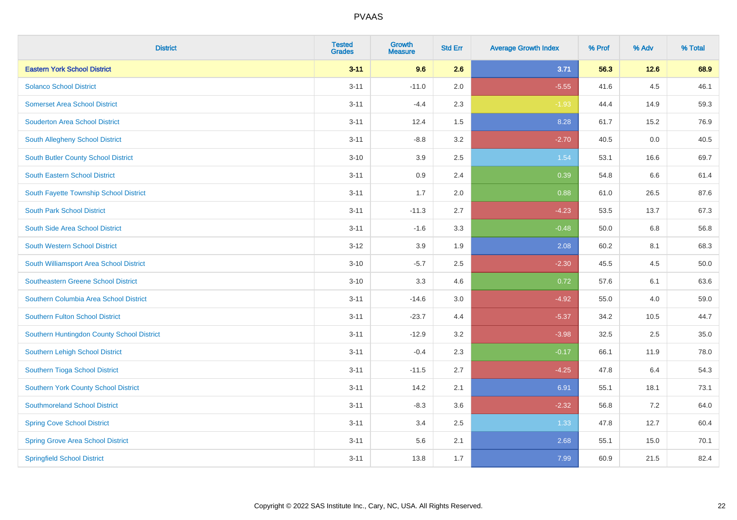PVAAS

| District | Tested Grades | Growth Measure | Std Err | Average Growth Index | % Prof | % Adv | % Total |
|---|---|---|---|---|---|---|---|
| **Eastern York School District** | **3-11** | **9.6** | **2.6** | **3.71** | **56.3** | **12.6** | **68.9** |
| Solanco School District | 3-11 | -11.0 | 2.0 | -5.55 | 41.6 | 4.5 | 46.1 |
| Somerset Area School District | 3-11 | -4.4 | 2.3 | -1.93 | 44.4 | 14.9 | 59.3 |
| Souderton Area School District | 3-11 | 12.4 | 1.5 | 8.28 | 61.7 | 15.2 | 76.9 |
| South Allegheny School District | 3-11 | -8.8 | 3.2 | -2.70 | 40.5 | 0.0 | 40.5 |
| South Butler County School District | 3-10 | 3.9 | 2.5 | 1.54 | 53.1 | 16.6 | 69.7 |
| South Eastern School District | 3-11 | 0.9 | 2.4 | 0.39 | 54.8 | 6.6 | 61.4 |
| South Fayette Township School District | 3-11 | 1.7 | 2.0 | 0.88 | 61.0 | 26.5 | 87.6 |
| South Park School District | 3-11 | -11.3 | 2.7 | -4.23 | 53.5 | 13.7 | 67.3 |
| South Side Area School District | 3-11 | -1.6 | 3.3 | -0.48 | 50.0 | 6.8 | 56.8 |
| South Western School District | 3-12 | 3.9 | 1.9 | 2.08 | 60.2 | 8.1 | 68.3 |
| South Williamsport Area School District | 3-10 | -5.7 | 2.5 | -2.30 | 45.5 | 4.5 | 50.0 |
| Southeastern Greene School District | 3-10 | 3.3 | 4.6 | 0.72 | 57.6 | 6.1 | 63.6 |
| Southern Columbia Area School District | 3-11 | -14.6 | 3.0 | -4.92 | 55.0 | 4.0 | 59.0 |
| Southern Fulton School District | 3-11 | -23.7 | 4.4 | -5.37 | 34.2 | 10.5 | 44.7 |
| Southern Huntingdon County School District | 3-11 | -12.9 | 3.2 | -3.98 | 32.5 | 2.5 | 35.0 |
| Southern Lehigh School District | 3-11 | -0.4 | 2.3 | -0.17 | 66.1 | 11.9 | 78.0 |
| Southern Tioga School District | 3-11 | -11.5 | 2.7 | -4.25 | 47.8 | 6.4 | 54.3 |
| Southern York County School District | 3-11 | 14.2 | 2.1 | 6.91 | 55.1 | 18.1 | 73.1 |
| Southmoreland School District | 3-11 | -8.3 | 3.6 | -2.32 | 56.8 | 7.2 | 64.0 |
| Spring Cove School District | 3-11 | 3.4 | 2.5 | 1.33 | 47.8 | 12.7 | 60.4 |
| Spring Grove Area School District | 3-11 | 5.6 | 2.1 | 2.68 | 55.1 | 15.0 | 70.1 |
| Springfield School District | 3-11 | 13.8 | 1.7 | 7.99 | 60.9 | 21.5 | 82.4 |

Copyright © 2022 SAS Institute Inc., Cary, NC, USA. All Rights Reserved.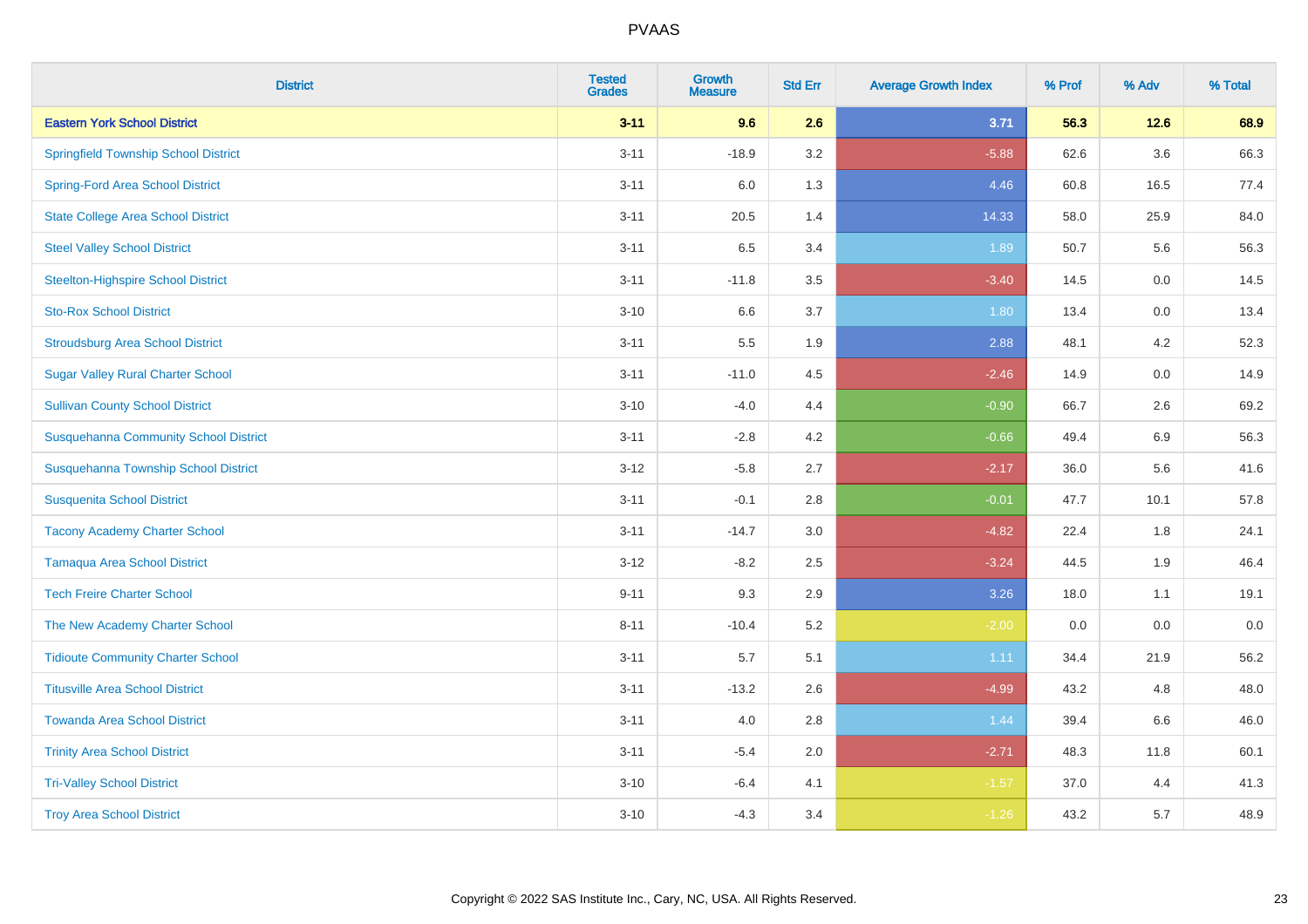# PVAAS

| District | Tested Grades | Growth Measure | Std Err | Average Growth Index | % Prof | % Adv | % Total |
|---|---|---|---|---|---|---|---|
| **Eastern York School District** | **3-11** | **9.6** | **2.6** | **3.71** | **56.3** | **12.6** | **68.9** |
| Springfield Township School District | 3-11 | -18.9 | 3.2 | -5.88 | 62.6 | 3.6 | 66.3 |
| Spring-Ford Area School District | 3-11 | 6.0 | 1.3 | 4.46 | 60.8 | 16.5 | 77.4 |
| State College Area School District | 3-11 | 20.5 | 1.4 | 14.33 | 58.0 | 25.9 | 84.0 |
| Steel Valley School District | 3-11 | 6.5 | 3.4 | 1.89 | 50.7 | 5.6 | 56.3 |
| Steelton-Highspire School District | 3-11 | -11.8 | 3.5 | -3.40 | 14.5 | 0.0 | 14.5 |
| Sto-Rox School District | 3-10 | 6.6 | 3.7 | 1.80 | 13.4 | 0.0 | 13.4 |
| Stroudsburg Area School District | 3-11 | 5.5 | 1.9 | 2.88 | 48.1 | 4.2 | 52.3 |
| Sugar Valley Rural Charter School | 3-11 | -11.0 | 4.5 | -2.46 | 14.9 | 0.0 | 14.9 |
| Sullivan County School District | 3-10 | -4.0 | 4.4 | -0.90 | 66.7 | 2.6 | 69.2 |
| Susquehanna Community School District | 3-11 | -2.8 | 4.2 | -0.66 | 49.4 | 6.9 | 56.3 |
| Susquehanna Township School District | 3-12 | -5.8 | 2.7 | -2.17 | 36.0 | 5.6 | 41.6 |
| Susquenita School District | 3-11 | -0.1 | 2.8 | -0.01 | 47.7 | 10.1 | 57.8 |
| Tacony Academy Charter School | 3-11 | -14.7 | 3.0 | -4.82 | 22.4 | 1.8 | 24.1 |
| Tamaqua Area School District | 3-12 | -8.2 | 2.5 | -3.24 | 44.5 | 1.9 | 46.4 |
| Tech Freire Charter School | 9-11 | 9.3 | 2.9 | 3.26 | 18.0 | 1.1 | 19.1 |
| The New Academy Charter School | 8-11 | -10.4 | 5.2 | -2.00 | 0.0 | 0.0 | 0.0 |
| Tidioute Community Charter School | 3-11 | 5.7 | 5.1 | 1.11 | 34.4 | 21.9 | 56.2 |
| Titusville Area School District | 3-11 | -13.2 | 2.6 | -4.99 | 43.2 | 4.8 | 48.0 |
| Towanda Area School District | 3-11 | 4.0 | 2.8 | 1.44 | 39.4 | 6.6 | 46.0 |
| Trinity Area School District | 3-11 | -5.4 | 2.0 | -2.71 | 48.3 | 11.8 | 60.1 |
| Tri-Valley School District | 3-10 | -6.4 | 4.1 | -1.57 | 37.0 | 4.4 | 41.3 |
| Troy Area School District | 3-10 | -4.3 | 3.4 | -1.26 | 43.2 | 5.7 | 48.9 |

Copyright © 2022 SAS Institute Inc., Cary, NC, USA. All Rights Reserved.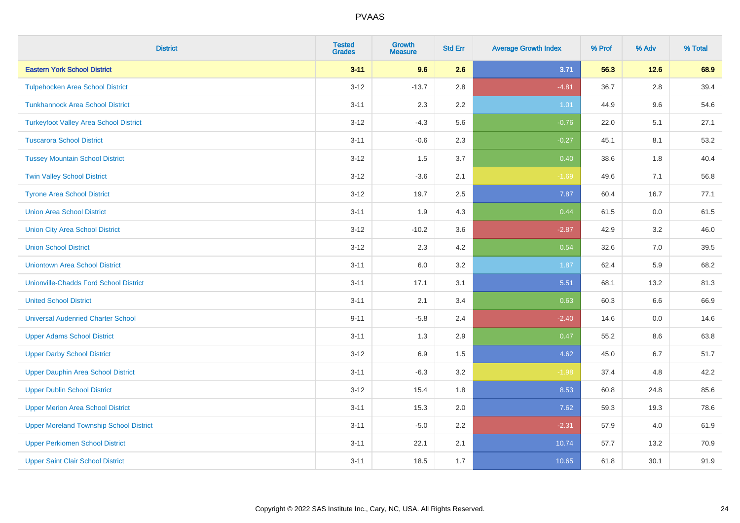# PVAAS

| District | Tested Grades | Growth Measure | Std Err | Average Growth Index | % Prof | % Adv | % Total |
|---|---|---|---|---|---|---|---|
| **Eastern York School District** | **3-11** | **9.6** | **2.6** | **3.71** | **56.3** | **12.6** | **68.9** |
| Tulpehocken Area School District | 3-12 | -13.7 | 2.8 | -4.81 | 36.7 | 2.8 | 39.4 |
| Tunkhannock Area School District | 3-11 | 2.3 | 2.2 | 1.01 | 44.9 | 9.6 | 54.6 |
| Turkeyfoot Valley Area School District | 3-12 | -4.3 | 5.6 | -0.76 | 22.0 | 5.1 | 27.1 |
| Tuscarora School District | 3-11 | -0.6 | 2.3 | -0.27 | 45.1 | 8.1 | 53.2 |
| Tussey Mountain School District | 3-12 | 1.5 | 3.7 | 0.40 | 38.6 | 1.8 | 40.4 |
| Twin Valley School District | 3-12 | -3.6 | 2.1 | -1.69 | 49.6 | 7.1 | 56.8 |
| Tyrone Area School District | 3-12 | 19.7 | 2.5 | 7.87 | 60.4 | 16.7 | 77.1 |
| Union Area School District | 3-11 | 1.9 | 4.3 | 0.44 | 61.5 | 0.0 | 61.5 |
| Union City Area School District | 3-12 | -10.2 | 3.6 | -2.87 | 42.9 | 3.2 | 46.0 |
| Union School District | 3-12 | 2.3 | 4.2 | 0.54 | 32.6 | 7.0 | 39.5 |
| Uniontown Area School District | 3-11 | 6.0 | 3.2 | 1.87 | 62.4 | 5.9 | 68.2 |
| Unionville-Chadds Ford School District | 3-11 | 17.1 | 3.1 | 5.51 | 68.1 | 13.2 | 81.3 |
| United School District | 3-11 | 2.1 | 3.4 | 0.63 | 60.3 | 6.6 | 66.9 |
| Universal Audenried Charter School | 9-11 | -5.8 | 2.4 | -2.40 | 14.6 | 0.0 | 14.6 |
| Upper Adams School District | 3-11 | 1.3 | 2.9 | 0.47 | 55.2 | 8.6 | 63.8 |
| Upper Darby School District | 3-12 | 6.9 | 1.5 | 4.62 | 45.0 | 6.7 | 51.7 |
| Upper Dauphin Area School District | 3-11 | -6.3 | 3.2 | -1.98 | 37.4 | 4.8 | 42.2 |
| Upper Dublin School District | 3-12 | 15.4 | 1.8 | 8.53 | 60.8 | 24.8 | 85.6 |
| Upper Merion Area School District | 3-11 | 15.3 | 2.0 | 7.62 | 59.3 | 19.3 | 78.6 |
| Upper Moreland Township School District | 3-11 | -5.0 | 2.2 | -2.31 | 57.9 | 4.0 | 61.9 |
| Upper Perkiomen School District | 3-11 | 22.1 | 2.1 | 10.74 | 57.7 | 13.2 | 70.9 |
| Upper Saint Clair School District | 3-11 | 18.5 | 1.7 | 10.65 | 61.8 | 30.1 | 91.9 |

Copyright © 2022 SAS Institute Inc., Cary, NC, USA. All Rights Reserved.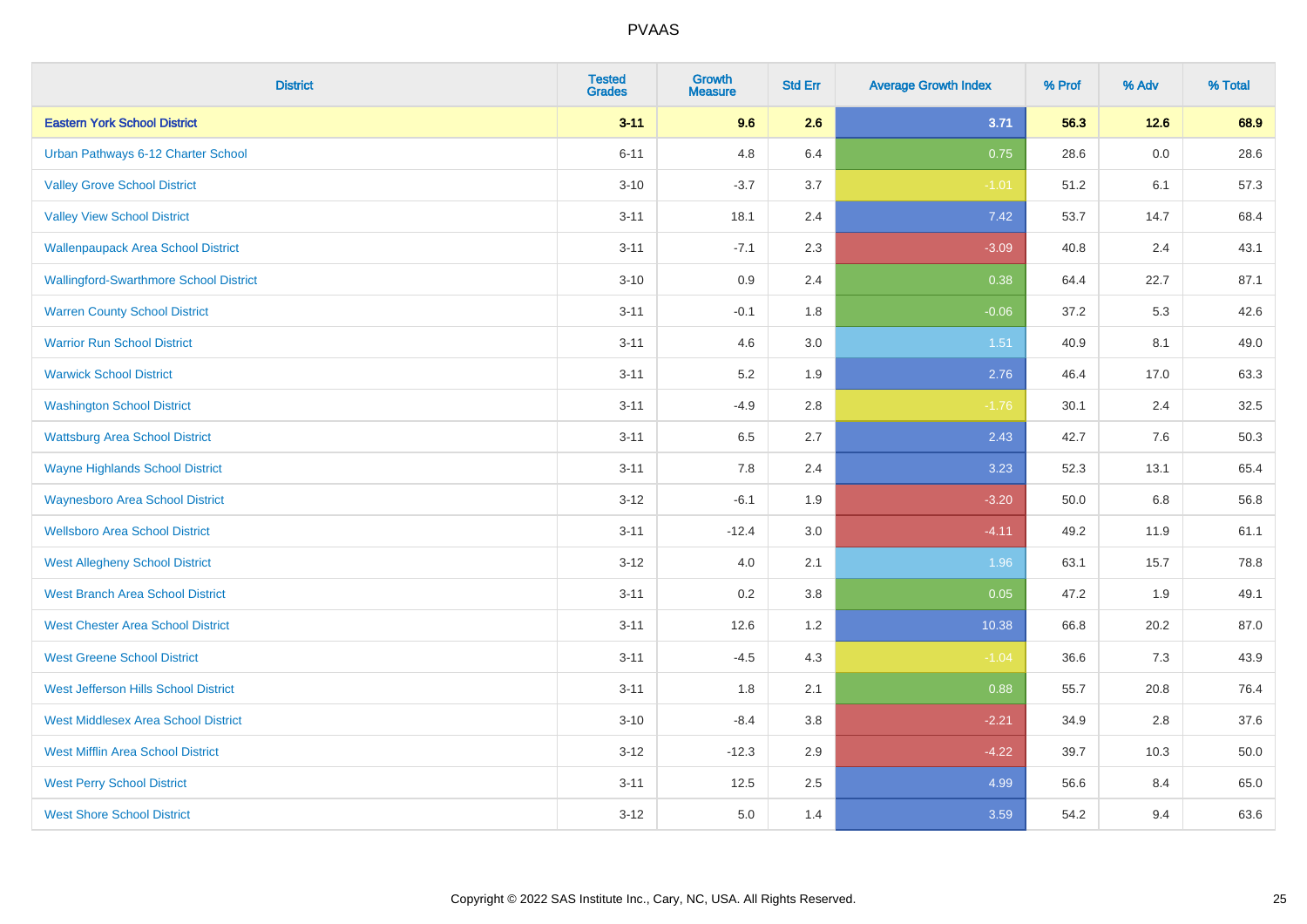# PVAAS

| District | Tested Grades | Growth Measure | Std Err | Average Growth Index | % Prof | % Adv | % Total |
|---|---|---|---|---|---|---|---|
| **Eastern York School District** | **3-11** | **9.6** | **2.6** | **3.71** | **56.3** | **12.6** | **68.9** |
| Urban Pathways 6-12 Charter School | 6-11 | 4.8 | 6.4 | 0.75 | 28.6 | 0.0 | 28.6 |
| Valley Grove School District | 3-10 | -3.7 | 3.7 | -1.01 | 51.2 | 6.1 | 57.3 |
| Valley View School District | 3-11 | 18.1 | 2.4 | 7.42 | 53.7 | 14.7 | 68.4 |
| Wallenpaupack Area School District | 3-11 | -7.1 | 2.3 | -3.09 | 40.8 | 2.4 | 43.1 |
| Wallingford-Swarthmore School District | 3-10 | 0.9 | 2.4 | 0.38 | 64.4 | 22.7 | 87.1 |
| Warren County School District | 3-11 | -0.1 | 1.8 | -0.06 | 37.2 | 5.3 | 42.6 |
| Warrior Run School District | 3-11 | 4.6 | 3.0 | 1.51 | 40.9 | 8.1 | 49.0 |
| Warwick School District | 3-11 | 5.2 | 1.9 | 2.76 | 46.4 | 17.0 | 63.3 |
| Washington School District | 3-11 | -4.9 | 2.8 | -1.76 | 30.1 | 2.4 | 32.5 |
| Wattsburg Area School District | 3-11 | 6.5 | 2.7 | 2.43 | 42.7 | 7.6 | 50.3 |
| Wayne Highlands School District | 3-11 | 7.8 | 2.4 | 3.23 | 52.3 | 13.1 | 65.4 |
| Waynesboro Area School District | 3-12 | -6.1 | 1.9 | -3.20 | 50.0 | 6.8 | 56.8 |
| Wellsboro Area School District | 3-11 | -12.4 | 3.0 | -4.11 | 49.2 | 11.9 | 61.1 |
| West Allegheny School District | 3-12 | 4.0 | 2.1 | 1.96 | 63.1 | 15.7 | 78.8 |
| West Branch Area School District | 3-11 | 0.2 | 3.8 | 0.05 | 47.2 | 1.9 | 49.1 |
| West Chester Area School District | 3-11 | 12.6 | 1.2 | 10.38 | 66.8 | 20.2 | 87.0 |
| West Greene School District | 3-11 | -4.5 | 4.3 | -1.04 | 36.6 | 7.3 | 43.9 |
| West Jefferson Hills School District | 3-11 | 1.8 | 2.1 | 0.88 | 55.7 | 20.8 | 76.4 |
| West Middlesex Area School District | 3-10 | -8.4 | 3.8 | -2.21 | 34.9 | 2.8 | 37.6 |
| West Mifflin Area School District | 3-12 | -12.3 | 2.9 | -4.22 | 39.7 | 10.3 | 50.0 |
| West Perry School District | 3-11 | 12.5 | 2.5 | 4.99 | 56.6 | 8.4 | 65.0 |
| West Shore School District | 3-12 | 5.0 | 1.4 | 3.59 | 54.2 | 9.4 | 63.6 |

Copyright © 2022 SAS Institute Inc., Cary, NC, USA. All Rights Reserved.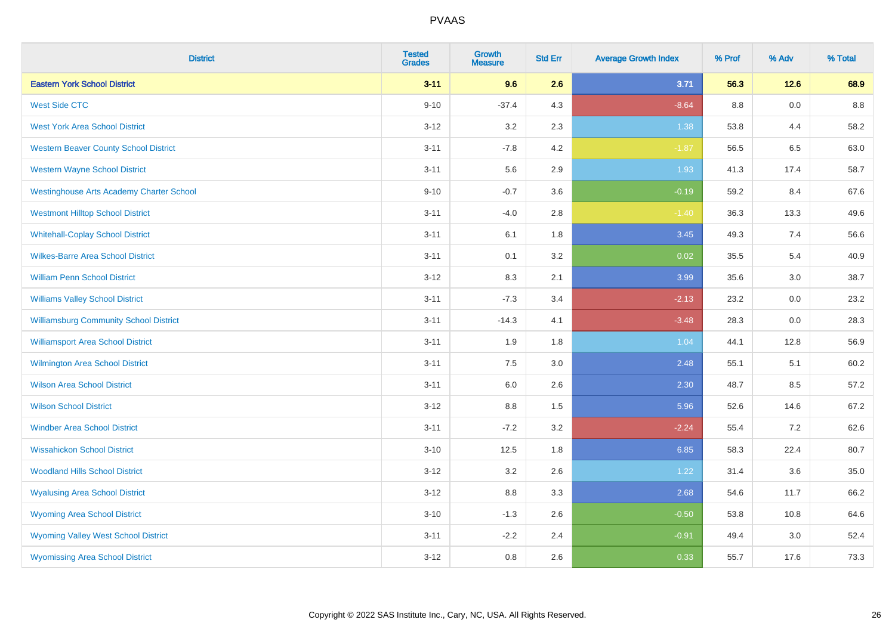| District | Tested Grades | Growth Measure | Std Err | Average Growth Index | % Prof | % Adv | % Total |
|---|---|---|---|---|---|---|---|
| **Eastern York School District** | **3-11** | **9.6** | **2.6** | **3.71** | **56.3** | **12.6** | **68.9** |
| West Side CTC | 9-10 | -37.4 | 4.3 | -8.64 | 8.8 | 0.0 | 8.8 |
| West York Area School District | 3-12 | 3.2 | 2.3 | 1.38 | 53.8 | 4.4 | 58.2 |
| Western Beaver County School District | 3-11 | -7.8 | 4.2 | -1.87 | 56.5 | 6.5 | 63.0 |
| Western Wayne School District | 3-11 | 5.6 | 2.9 | 1.93 | 41.3 | 17.4 | 58.7 |
| Westinghouse Arts Academy Charter School | 9-10 | -0.7 | 3.6 | -0.19 | 59.2 | 8.4 | 67.6 |
| Westmont Hilltop School District | 3-11 | -4.0 | 2.8 | -1.40 | 36.3 | 13.3 | 49.6 |
| Whitehall-Coplay School District | 3-11 | 6.1 | 1.8 | 3.45 | 49.3 | 7.4 | 56.6 |
| Wilkes-Barre Area School District | 3-11 | 0.1 | 3.2 | 0.02 | 35.5 | 5.4 | 40.9 |
| William Penn School District | 3-12 | 8.3 | 2.1 | 3.99 | 35.6 | 3.0 | 38.7 |
| Williams Valley School District | 3-11 | -7.3 | 3.4 | -2.13 | 23.2 | 0.0 | 23.2 |
| Williamsburg Community School District | 3-11 | -14.3 | 4.1 | -3.48 | 28.3 | 0.0 | 28.3 |
| Williamsport Area School District | 3-11 | 1.9 | 1.8 | 1.04 | 44.1 | 12.8 | 56.9 |
| Wilmington Area School District | 3-11 | 7.5 | 3.0 | 2.48 | 55.1 | 5.1 | 60.2 |
| Wilson Area School District | 3-11 | 6.0 | 2.6 | 2.30 | 48.7 | 8.5 | 57.2 |
| Wilson School District | 3-12 | 8.8 | 1.5 | 5.96 | 52.6 | 14.6 | 67.2 |
| Windber Area School District | 3-11 | -7.2 | 3.2 | -2.24 | 55.4 | 7.2 | 62.6 |
| Wissahickon School District | 3-10 | 12.5 | 1.8 | 6.85 | 58.3 | 22.4 | 80.7 |
| Woodland Hills School District | 3-12 | 3.2 | 2.6 | 1.22 | 31.4 | 3.6 | 35.0 |
| Wyalusing Area School District | 3-12 | 8.8 | 3.3 | 2.68 | 54.6 | 11.7 | 66.2 |
| Wyoming Area School District | 3-10 | -1.3 | 2.6 | -0.50 | 53.8 | 10.8 | 64.6 |
| Wyoming Valley West School District | 3-11 | -2.2 | 2.4 | -0.91 | 49.4 | 3.0 | 52.4 |
| Wyomissing Area School District | 3-12 | 0.8 | 2.6 | 0.33 | 55.7 | 17.6 | 73.3 |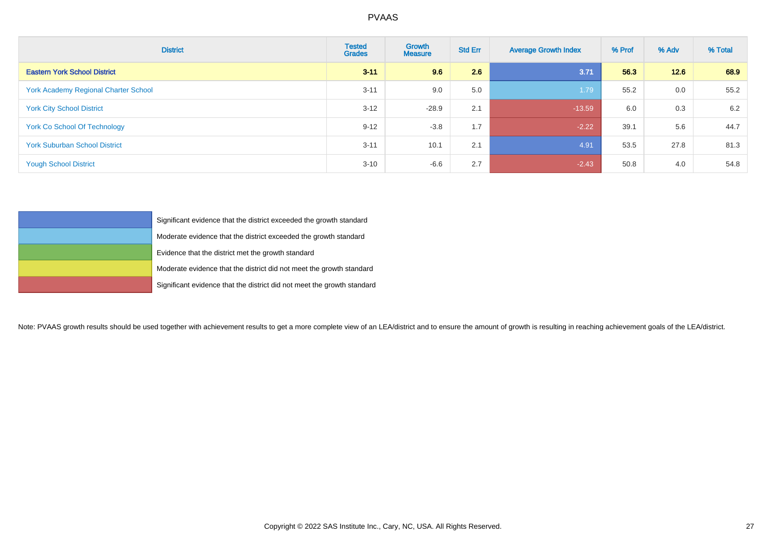# PVAAS

| District | Tested Grades | Growth Measure | Std Err | Average Growth Index | % Prof | % Adv | % Total |
|---|---|---|---|---|---|---|---|
| **Eastern York School District** | **3-11** | **9.6** | **2.6** | **3.71** | **56.3** | **12.6** | **68.9** |
| York Academy Regional Charter School | 3-11 | 9.0 | 5.0 | 1.79 | 55.2 | 0.0 | 55.2 |
| York City School District | 3-12 | -28.9 | 2.1 | -13.59 | 6.0 | 0.3 | 6.2 |
| York Co School Of Technology | 9-12 | -3.8 | 1.7 | -2.22 | 39.1 | 5.6 | 44.7 |
| York Suburban School District | 3-11 | 10.1 | 2.1 | 4.91 | 53.5 | 27.8 | 81.3 |
| Yough School District | 3-10 | -6.6 | 2.7 | -2.43 | 50.8 | 4.0 | 54.8 |

Significant evidence that the district exceeded the growth standard

Moderate evidence that the district exceeded the growth standard

Evidence that the district met the growth standard

Moderate evidence that the district did not meet the growth standard

Significant evidence that the district did not meet the growth standard

Note: PVAAS growth results should be used together with achievement results to get a more complete view of an LEA/district and to ensure the amount of growth is resulting in reaching achievement goals of the LEA/district.

Copyright © 2022 SAS Institute Inc., Cary, NC, USA. All Rights Reserved.